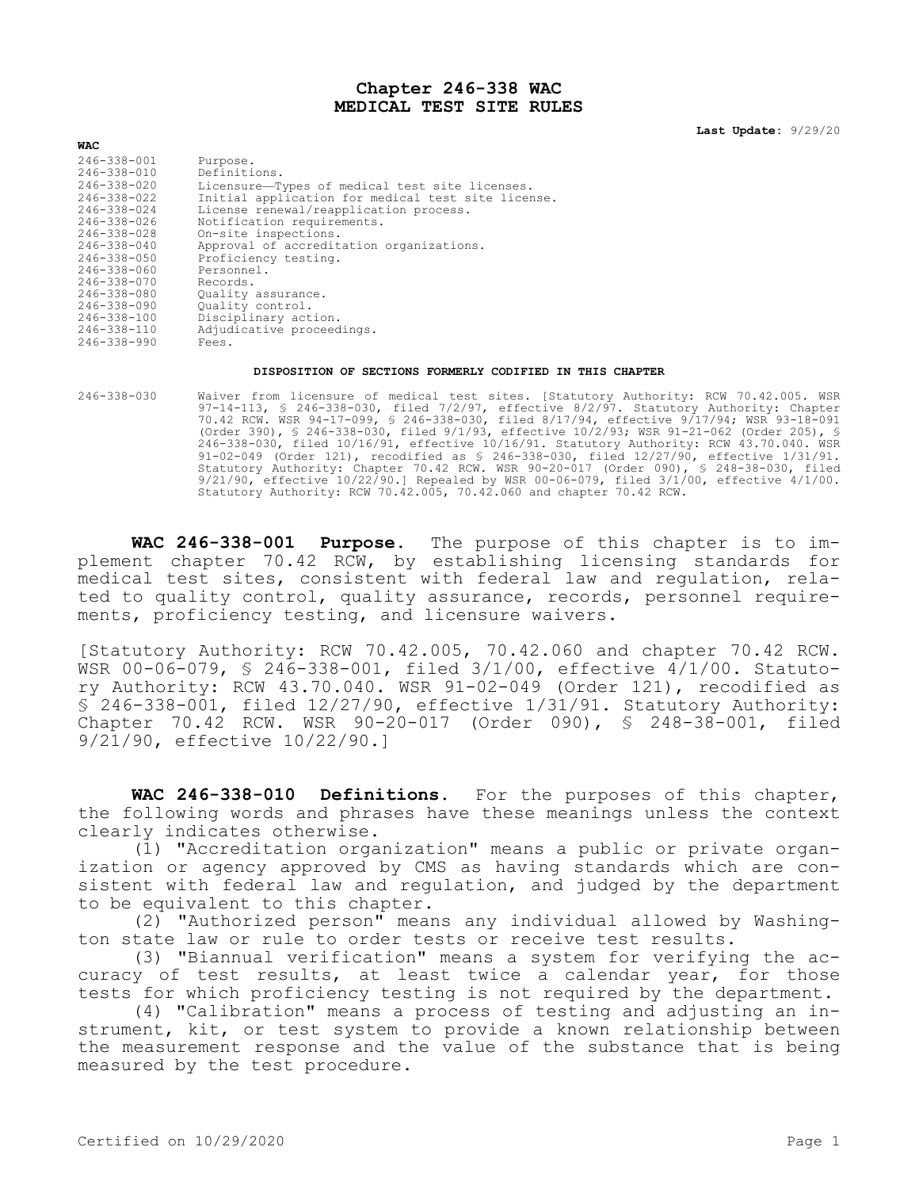# Chapter 246-338 WAC
# MEDICAL TEST SITE RULES

**Last Update:** 9/29/20

| WAC | |
|---|---|
| 246-338-001 | Purpose. |
| 246-338-010 | Definitions. |
| 246-338-020 | Licensure—Types of medical test site licenses. |
| 246-338-022 | Initial application for medical test site license. |
| 246-338-024 | License renewal/reapplication process. |
| 246-338-026 | Notification requirements. |
| 246-338-028 | On-site inspections. |
| 246-338-040 | Approval of accreditation organizations. |
| 246-338-050 | Proficiency testing. |
| 246-338-060 | Personnel. |
| 246-338-070 | Records. |
| 246-338-080 | Quality assurance. |
| 246-338-090 | Quality control. |
| 246-338-100 | Disciplinary action. |
| 246-338-110 | Adjudicative proceedings. |
| 246-338-990 | Fees. |

**DISPOSITION OF SECTIONS FORMERLY CODIFIED IN THIS CHAPTER**

246-338-030 Waiver from licensure of medical test sites. [Statutory Authority: RCW 70.42.005. WSR 97-14-113, § 246-338-030, filed 7/2/97, effective 8/2/97. Statutory Authority: Chapter 70.42 RCW. WSR 94-17-099, § 246-338-030, filed 8/17/94, effective 9/17/94; WSR 93-18-091 (Order 390), § 246-338-030, filed 9/1/93, effective 10/2/93; WSR 91-21-062 (Order 205), § 246-338-030, filed 10/16/91, effective 10/16/91. Statutory Authority: RCW 43.70.040. WSR 91-02-049 (Order 121), recodified as § 246-338-030, filed 12/27/90, effective 1/31/91. Statutory Authority: Chapter 70.42 RCW. WSR 90-20-017 (Order 090), § 248-38-030, filed 9/21/90, effective 10/22/90.] Repealed by WSR 00-06-079, filed 3/1/00, effective 4/1/00. Statutory Authority: RCW 70.42.005, 70.42.060 and chapter 70.42 RCW.

**WAC 246-338-001 Purpose.** The purpose of this chapter is to implement chapter 70.42 RCW, by establishing licensing standards for medical test sites, consistent with federal law and regulation, related to quality control, quality assurance, records, personnel requirements, proficiency testing, and licensure waivers.

[Statutory Authority: RCW 70.42.005, 70.42.060 and chapter 70.42 RCW. WSR 00-06-079, § 246-338-001, filed 3/1/00, effective 4/1/00. Statutory Authority: RCW 43.70.040. WSR 91-02-049 (Order 121), recodified as § 246-338-001, filed 12/27/90, effective 1/31/91. Statutory Authority: Chapter 70.42 RCW. WSR 90-20-017 (Order 090), § 248-38-001, filed 9/21/90, effective 10/22/90.]

**WAC 246-338-010 Definitions.** For the purposes of this chapter, the following words and phrases have these meanings unless the context clearly indicates otherwise.

(1) "Accreditation organization" means a public or private organization or agency approved by CMS as having standards which are consistent with federal law and regulation, and judged by the department to be equivalent to this chapter.

(2) "Authorized person" means any individual allowed by Washington state law or rule to order tests or receive test results.

(3) "Biannual verification" means a system for verifying the accuracy of test results, at least twice a calendar year, for those tests for which proficiency testing is not required by the department.

(4) "Calibration" means a process of testing and adjusting an instrument, kit, or test system to provide a known relationship between the measurement response and the value of the substance that is being measured by the test procedure.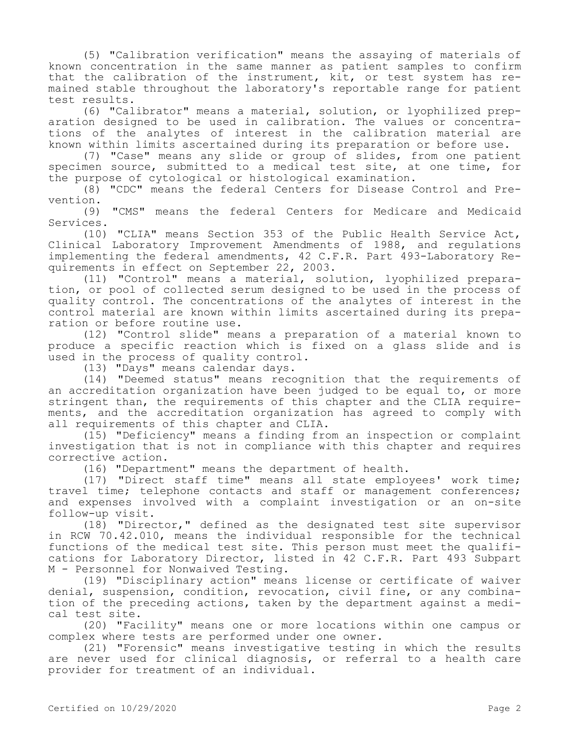(5) "Calibration verification" means the assaying of materials of known concentration in the same manner as patient samples to confirm that the calibration of the instrument, kit, or test system has remained stable throughout the laboratory's reportable range for patient test results.

(6) "Calibrator" means a material, solution, or lyophilized preparation designed to be used in calibration. The values or concentrations of the analytes of interest in the calibration material are known within limits ascertained during its preparation or before use.

(7) "Case" means any slide or group of slides, from one patient specimen source, submitted to a medical test site, at one time, for the purpose of cytological or histological examination.

(8) "CDC" means the federal Centers for Disease Control and Prevention.

(9) "CMS" means the federal Centers for Medicare and Medicaid Services.

(10) "CLIA" means Section 353 of the Public Health Service Act, Clinical Laboratory Improvement Amendments of 1988, and regulations implementing the federal amendments, 42 C.F.R. Part 493-Laboratory Requirements in effect on September 22, 2003.

(11) "Control" means a material, solution, lyophilized preparation, or pool of collected serum designed to be used in the process of quality control. The concentrations of the analytes of interest in the control material are known within limits ascertained during its preparation or before routine use.

(12) "Control slide" means a preparation of a material known to produce a specific reaction which is fixed on a glass slide and is used in the process of quality control.

(13) "Days" means calendar days.

(14) "Deemed status" means recognition that the requirements of an accreditation organization have been judged to be equal to, or more stringent than, the requirements of this chapter and the CLIA requirements, and the accreditation organization has agreed to comply with all requirements of this chapter and CLIA.

(15) "Deficiency" means a finding from an inspection or complaint investigation that is not in compliance with this chapter and requires corrective action.

(16) "Department" means the department of health.

(17) "Direct staff time" means all state employees' work time; travel time; telephone contacts and staff or management conferences; and expenses involved with a complaint investigation or an on-site follow-up visit.

(18) "Director," defined as the designated test site supervisor in RCW 70.42.010, means the individual responsible for the technical functions of the medical test site. This person must meet the qualifications for Laboratory Director, listed in 42 C.F.R. Part 493 Subpart M - Personnel for Nonwaived Testing.

(19) "Disciplinary action" means license or certificate of waiver denial, suspension, condition, revocation, civil fine, or any combination of the preceding actions, taken by the department against a medical test site.

(20) "Facility" means one or more locations within one campus or complex where tests are performed under one owner.

(21) "Forensic" means investigative testing in which the results are never used for clinical diagnosis, or referral to a health care provider for treatment of an individual.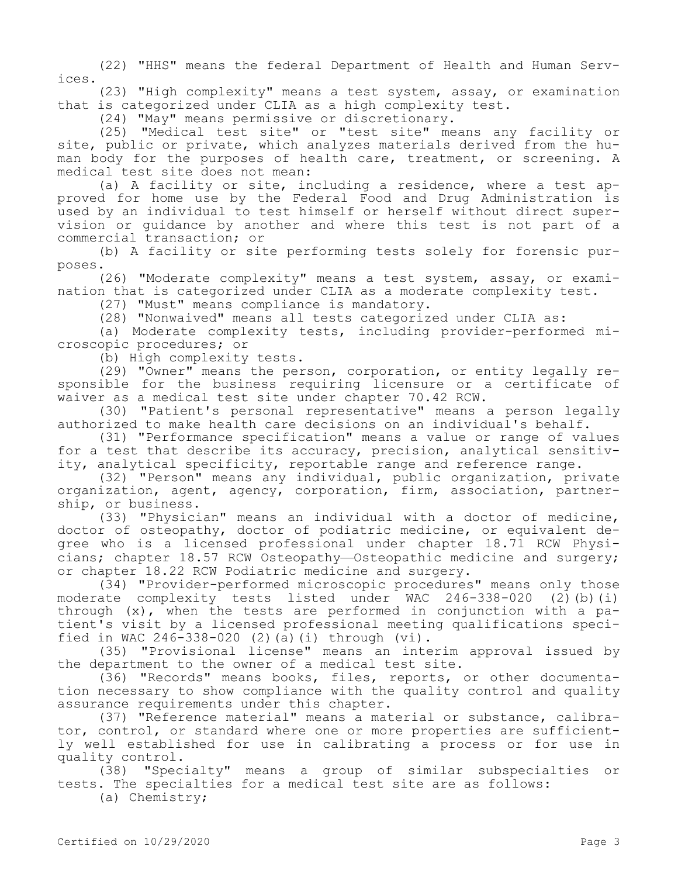(22) "HHS" means the federal Department of Health and Human Services.

(23) "High complexity" means a test system, assay, or examination that is categorized under CLIA as a high complexity test.

(24) "May" means permissive or discretionary.

(25) "Medical test site" or "test site" means any facility or site, public or private, which analyzes materials derived from the human body for the purposes of health care, treatment, or screening. A medical test site does not mean:

(a) A facility or site, including a residence, where a test approved for home use by the Federal Food and Drug Administration is used by an individual to test himself or herself without direct supervision or guidance by another and where this test is not part of a commercial transaction; or

(b) A facility or site performing tests solely for forensic purposes.

(26) "Moderate complexity" means a test system, assay, or examination that is categorized under CLIA as a moderate complexity test.

(27) "Must" means compliance is mandatory.

(28) "Nonwaived" means all tests categorized under CLIA as:

(a) Moderate complexity tests, including provider-performed microscopic procedures; or

(b) High complexity tests.

(29) "Owner" means the person, corporation, or entity legally responsible for the business requiring licensure or a certificate of waiver as a medical test site under chapter 70.42 RCW.

(30) "Patient's personal representative" means a person legally authorized to make health care decisions on an individual's behalf.

(31) "Performance specification" means a value or range of values for a test that describe its accuracy, precision, analytical sensitivity, analytical specificity, reportable range and reference range.

(32) "Person" means any individual, public organization, private organization, agent, agency, corporation, firm, association, partnership, or business.

(33) "Physician" means an individual with a doctor of medicine, doctor of osteopathy, doctor of podiatric medicine, or equivalent degree who is a licensed professional under chapter 18.71 RCW Physicians; chapter 18.57 RCW Osteopathy—Osteopathic medicine and surgery; or chapter 18.22 RCW Podiatric medicine and surgery.

(34) "Provider-performed microscopic procedures" means only those moderate complexity tests listed under WAC 246-338-020 (2)(b)(i) through (x), when the tests are performed in conjunction with a patient's visit by a licensed professional meeting qualifications specified in WAC 246-338-020 (2)(a)(i) through (vi).

(35) "Provisional license" means an interim approval issued by the department to the owner of a medical test site.

(36) "Records" means books, files, reports, or other documentation necessary to show compliance with the quality control and quality assurance requirements under this chapter.

(37) "Reference material" means a material or substance, calibrator, control, or standard where one or more properties are sufficiently well established for use in calibrating a process or for use in quality control.

(38) "Specialty" means a group of similar subspecialties or tests. The specialties for a medical test site are as follows:

(a) Chemistry;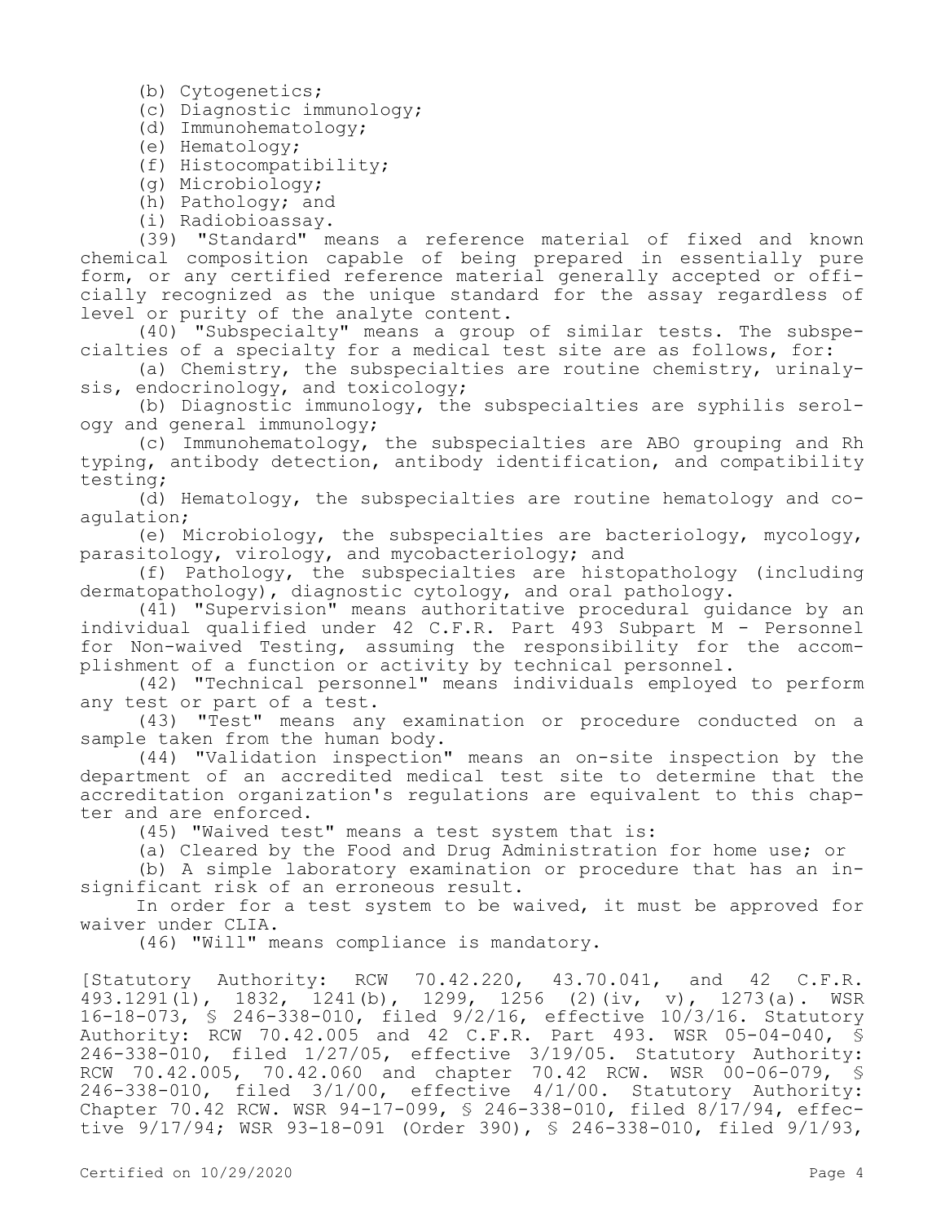(b) Cytogenetics;

(c) Diagnostic immunology;

(d) Immunohematology;

(e) Hematology;

(f) Histocompatibility;

(g) Microbiology;

(h) Pathology; and

(i) Radiobioassay.

(39) "Standard" means a reference material of fixed and known chemical composition capable of being prepared in essentially pure form, or any certified reference material generally accepted or officially recognized as the unique standard for the assay regardless of level or purity of the analyte content.

(40) "Subspecialty" means a group of similar tests. The subspecialties of a specialty for a medical test site are as follows, for:

(a) Chemistry, the subspecialties are routine chemistry, urinalysis, endocrinology, and toxicology;

(b) Diagnostic immunology, the subspecialties are syphilis serology and general immunology;

(c) Immunohematology, the subspecialties are ABO grouping and Rh typing, antibody detection, antibody identification, and compatibility testing;

(d) Hematology, the subspecialties are routine hematology and coagulation;

(e) Microbiology, the subspecialties are bacteriology, mycology, parasitology, virology, and mycobacteriology; and

(f) Pathology, the subspecialties are histopathology (including dermatopathology), diagnostic cytology, and oral pathology.

(41) "Supervision" means authoritative procedural guidance by an individual qualified under 42 C.F.R. Part 493 Subpart M - Personnel for Non-waived Testing, assuming the responsibility for the accomplishment of a function or activity by technical personnel.

(42) "Technical personnel" means individuals employed to perform any test or part of a test.

(43) "Test" means any examination or procedure conducted on a sample taken from the human body.

(44) "Validation inspection" means an on-site inspection by the department of an accredited medical test site to determine that the accreditation organization's regulations are equivalent to this chapter and are enforced.

(45) "Waived test" means a test system that is:

(a) Cleared by the Food and Drug Administration for home use; or

(b) A simple laboratory examination or procedure that has an insignificant risk of an erroneous result.

In order for a test system to be waived, it must be approved for waiver under CLIA.

(46) "Will" means compliance is mandatory.

[Statutory Authority: RCW 70.42.220, 43.70.041, and 42 C.F.R. 493.1291(l), 1832, 1241(b), 1299, 1256 (2)(iv, v), 1273(a). WSR 16-18-073, § 246-338-010, filed 9/2/16, effective 10/3/16. Statutory Authority: RCW 70.42.005 and 42 C.F.R. Part 493. WSR 05-04-040, § 246-338-010, filed 1/27/05, effective 3/19/05. Statutory Authority: RCW 70.42.005, 70.42.060 and chapter 70.42 RCW. WSR 00-06-079, § 246-338-010, filed 3/1/00, effective 4/1/00. Statutory Authority: Chapter 70.42 RCW. WSR 94-17-099, § 246-338-010, filed 8/17/94, effective 9/17/94; WSR 93-18-091 (Order 390), § 246-338-010, filed 9/1/93,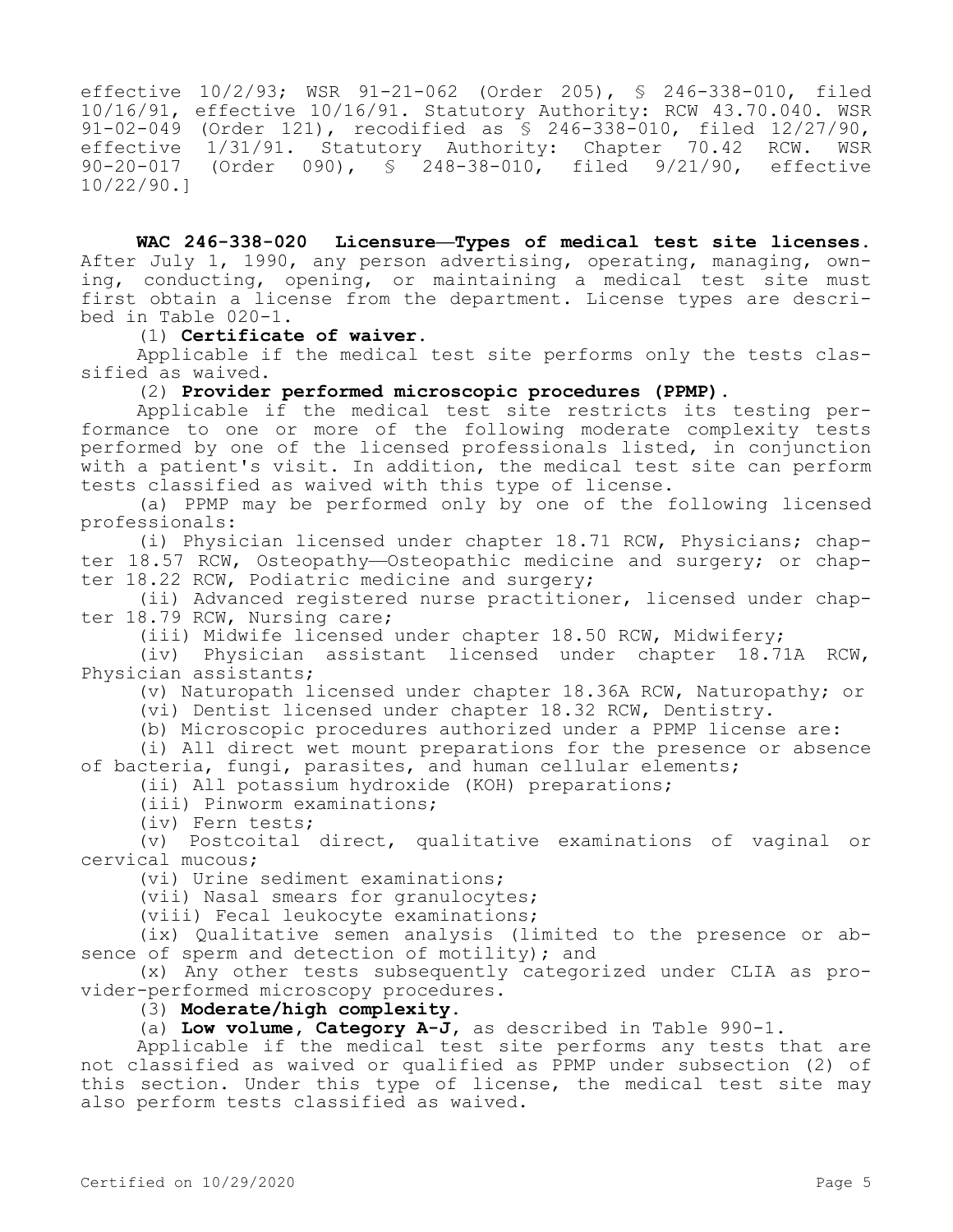effective 10/2/93; WSR 91-21-062 (Order 205), § 246-338-010, filed 10/16/91, effective 10/16/91. Statutory Authority: RCW 43.70.040. WSR 91-02-049 (Order 121), recodified as § 246-338-010, filed 12/27/90, effective 1/31/91. Statutory Authority: Chapter 70.42 RCW. WSR 90-20-017 (Order 090), § 248-38-010, filed 9/21/90, effective 10/22/90.]

**WAC 246-338-020 Licensure—Types of medical test site licenses.** After July 1, 1990, any person advertising, operating, managing, owning, conducting, opening, or maintaining a medical test site must first obtain a license from the department. License types are described in Table 020-1.

(1) **Certificate of waiver.**

Applicable if the medical test site performs only the tests classified as waived.

(2) **Provider performed microscopic procedures (PPMP).**

Applicable if the medical test site restricts its testing performance to one or more of the following moderate complexity tests performed by one of the licensed professionals listed, in conjunction with a patient's visit. In addition, the medical test site can perform tests classified as waived with this type of license.

(a) PPMP may be performed only by one of the following licensed professionals:

(i) Physician licensed under chapter 18.71 RCW, Physicians; chapter 18.57 RCW, Osteopathy—Osteopathic medicine and surgery; or chapter 18.22 RCW, Podiatric medicine and surgery;

(ii) Advanced registered nurse practitioner, licensed under chapter 18.79 RCW, Nursing care;

(iii) Midwife licensed under chapter 18.50 RCW, Midwifery;

(iv) Physician assistant licensed under chapter 18.71A RCW, Physician assistants;

(v) Naturopath licensed under chapter 18.36A RCW, Naturopathy; or

(vi) Dentist licensed under chapter 18.32 RCW, Dentistry.

(b) Microscopic procedures authorized under a PPMP license are:

(i) All direct wet mount preparations for the presence or absence of bacteria, fungi, parasites, and human cellular elements;

(ii) All potassium hydroxide (KOH) preparations;

(iii) Pinworm examinations;

(iv) Fern tests;

(v) Postcoital direct, qualitative examinations of vaginal or cervical mucous;

(vi) Urine sediment examinations;

(vii) Nasal smears for granulocytes;

(viii) Fecal leukocyte examinations;

(ix) Qualitative semen analysis (limited to the presence or absence of sperm and detection of motility); and

(x) Any other tests subsequently categorized under CLIA as provider-performed microscopy procedures.

(3) **Moderate/high complexity.**

(a) **Low volume, Category A-J**, as described in Table 990-1.

Applicable if the medical test site performs any tests that are not classified as waived or qualified as PPMP under subsection (2) of this section. Under this type of license, the medical test site may also perform tests classified as waived.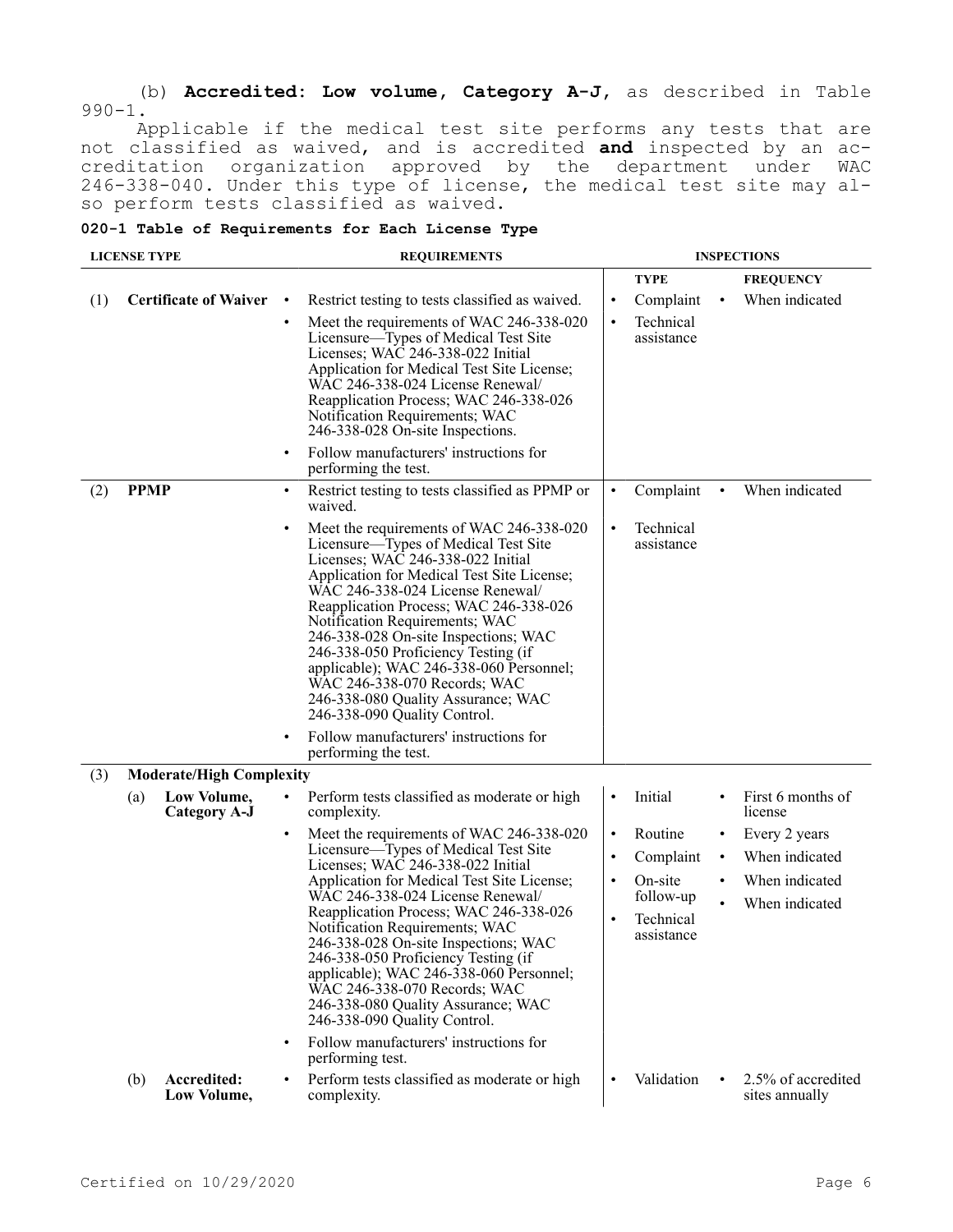(b) **Accredited: Low volume, Category A-J**, as described in Table 990-1.

Applicable if the medical test site performs any tests that are not classified as waived, and is accredited **and** inspected by an accreditation organization approved by the department under WAC 246-338-040. Under this type of license, the medical test site may also perform tests classified as waived.

**020-1 Table of Requirements for Each License Type**

| LICENSE TYPE | | REQUIREMENTS | INSPECTIONS TYPE | INSPECTIONS FREQUENCY |
|---|---|---|---|---|
| (1) | **Certificate of Waiver** | • Restrict testing to tests classified as waived.<br>• Meet the requirements of WAC 246-338-020 Licensure—Types of Medical Test Site Licenses; WAC 246-338-022 Initial Application for Medical Test Site License; WAC 246-338-024 License Renewal/ Reapplication Process; WAC 246-338-026 Notification Requirements; WAC 246-338-028 On-site Inspections.<br>• Follow manufacturers' instructions for performing the test. | • Complaint<br>• Technical assistance | • When indicated |
| (2) | **PPMP** | • Restrict testing to tests classified as PPMP or waived.<br>• Meet the requirements of WAC 246-338-020 Licensure—Types of Medical Test Site Licenses; WAC 246-338-022 Initial Application for Medical Test Site License; WAC 246-338-024 License Renewal/ Reapplication Process; WAC 246-338-026 Notification Requirements; WAC 246-338-028 On-site Inspections; WAC 246-338-050 Proficiency Testing (if applicable); WAC 246-338-060 Personnel; WAC 246-338-070 Records; WAC 246-338-080 Quality Assurance; WAC 246-338-090 Quality Control.<br>• Follow manufacturers' instructions for performing the test. | • Complaint<br>• Technical assistance | • When indicated |
| (3) | **Moderate/High Complexity** | | | |
| (a) | **Low Volume, Category A-J** | • Perform tests classified as moderate or high complexity.<br>• Meet the requirements of WAC 246-338-020 Licensure—Types of Medical Test Site Licenses; WAC 246-338-022 Initial Application for Medical Test Site License; WAC 246-338-024 License Renewal/ Reapplication Process; WAC 246-338-026 Notification Requirements; WAC 246-338-028 On-site Inspections; WAC 246-338-050 Proficiency Testing (if applicable); WAC 246-338-060 Personnel; WAC 246-338-070 Records; WAC 246-338-080 Quality Assurance; WAC 246-338-090 Quality Control.<br>• Follow manufacturers' instructions for performing test. | • Initial<br>• Routine<br>• Complaint<br>• On-site follow-up<br>• Technical assistance | • First 6 months of license<br>• Every 2 years<br>• When indicated<br>• When indicated<br>• When indicated |
| (b) | **Accredited: Low Volume,** | • Perform tests classified as moderate or high complexity. | • Validation | • 2.5% of accredited sites annually |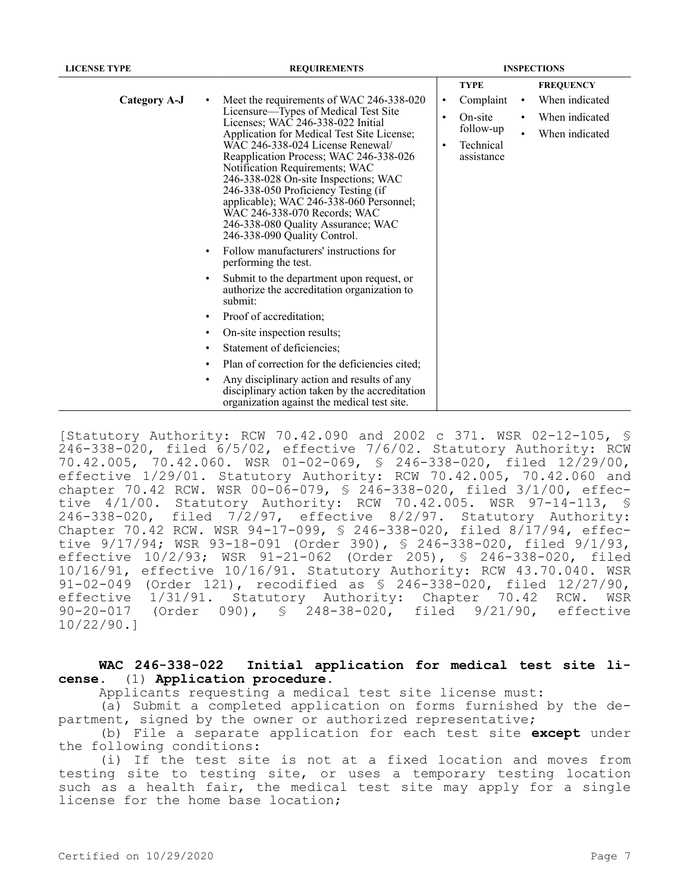| LICENSE TYPE | REQUIREMENTS | INSPECTIONS | |
|---|---|---|---|
| | | **TYPE** | **FREQUENCY** |
| **Category A-J** | • Meet the requirements of WAC 246-338-020 Licensure—Types of Medical Test Site Licenses; WAC 246-338-022 Initial Application for Medical Test Site License; WAC 246-338-024 License Renewal/ Reapplication Process; WAC 246-338-026 Notification Requirements; WAC 246-338-028 On-site Inspections; WAC 246-338-050 Proficiency Testing (if applicable); WAC 246-338-060 Personnel; WAC 246-338-070 Records; WAC 246-338-080 Quality Assurance; WAC 246-338-090 Quality Control.<br>• Follow manufacturers' instructions for performing the test.<br>• Submit to the department upon request, or authorize the accreditation organization to submit:<br>• Proof of accreditation;<br>• On-site inspection results;<br>• Statement of deficiencies;<br>• Plan of correction for the deficiencies cited;<br>• Any disciplinary action and results of any disciplinary action taken by the accreditation organization against the medical test site. | • Complaint<br>• On-site follow-up<br>• Technical assistance | • When indicated<br>• When indicated<br>• When indicated |

[Statutory Authority: RCW 70.42.090 and 2002 c 371. WSR 02-12-105, § 246-338-020, filed 6/5/02, effective 7/6/02. Statutory Authority: RCW 70.42.005, 70.42.060. WSR 01-02-069, § 246-338-020, filed 12/29/00, effective 1/29/01. Statutory Authority: RCW 70.42.005, 70.42.060 and chapter 70.42 RCW. WSR 00-06-079, § 246-338-020, filed 3/1/00, effective 4/1/00. Statutory Authority: RCW 70.42.005. WSR 97-14-113, § 246-338-020, filed 7/2/97, effective 8/2/97. Statutory Authority: Chapter 70.42 RCW. WSR 94-17-099, § 246-338-020, filed 8/17/94, effective 9/17/94; WSR 93-18-091 (Order 390), § 246-338-020, filed 9/1/93, effective 10/2/93; WSR 91-21-062 (Order 205), § 246-338-020, filed 10/16/91, effective 10/16/91. Statutory Authority: RCW 43.70.040. WSR 91-02-049 (Order 121), recodified as § 246-338-020, filed 12/27/90, effective 1/31/91. Statutory Authority: Chapter 70.42 RCW. WSR 90-20-017 (Order 090), § 248-38-020, filed 9/21/90, effective 10/22/90.]

**WAC 246-338-022 Initial application for medical test site license.** (1) **Application procedure.**

Applicants requesting a medical test site license must:

(a) Submit a completed application on forms furnished by the department, signed by the owner or authorized representative;

(b) File a separate application for each test site **except** under the following conditions:

(i) If the test site is not at a fixed location and moves from testing site to testing site, or uses a temporary testing location such as a health fair, the medical test site may apply for a single license for the home base location;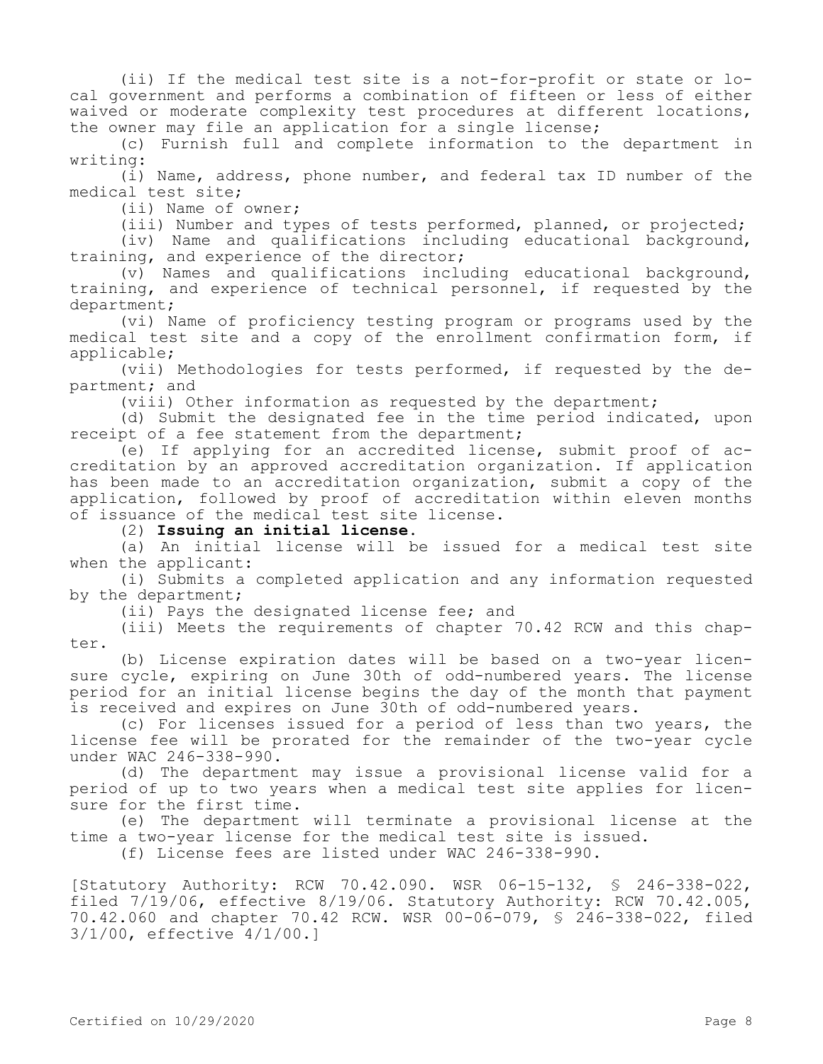(ii) If the medical test site is a not-for-profit or state or local government and performs a combination of fifteen or less of either waived or moderate complexity test procedures at different locations, the owner may file an application for a single license;

(c) Furnish full and complete information to the department in writing:

(i) Name, address, phone number, and federal tax ID number of the medical test site;

(ii) Name of owner;

(iii) Number and types of tests performed, planned, or projected;

(iv) Name and qualifications including educational background, training, and experience of the director;

(v) Names and qualifications including educational background, training, and experience of technical personnel, if requested by the department;

(vi) Name of proficiency testing program or programs used by the medical test site and a copy of the enrollment confirmation form, if applicable;

(vii) Methodologies for tests performed, if requested by the department; and

(viii) Other information as requested by the department;

(d) Submit the designated fee in the time period indicated, upon receipt of a fee statement from the department;

(e) If applying for an accredited license, submit proof of accreditation by an approved accreditation organization. If application has been made to an accreditation organization, submit a copy of the application, followed by proof of accreditation within eleven months of issuance of the medical test site license.

(2) **Issuing an initial license.**

(a) An initial license will be issued for a medical test site when the applicant:

(i) Submits a completed application and any information requested by the department;

(ii) Pays the designated license fee; and

(iii) Meets the requirements of chapter 70.42 RCW and this chapter.

(b) License expiration dates will be based on a two-year licensure cycle, expiring on June 30th of odd-numbered years. The license period for an initial license begins the day of the month that payment is received and expires on June 30th of odd-numbered years.

(c) For licenses issued for a period of less than two years, the license fee will be prorated for the remainder of the two-year cycle under WAC 246-338-990.

(d) The department may issue a provisional license valid for a period of up to two years when a medical test site applies for licensure for the first time.

(e) The department will terminate a provisional license at the time a two-year license for the medical test site is issued.

(f) License fees are listed under WAC 246-338-990.

[Statutory Authority: RCW 70.42.090. WSR 06-15-132, § 246-338-022, filed 7/19/06, effective 8/19/06. Statutory Authority: RCW 70.42.005, 70.42.060 and chapter 70.42 RCW. WSR 00-06-079, § 246-338-022, filed 3/1/00, effective 4/1/00.]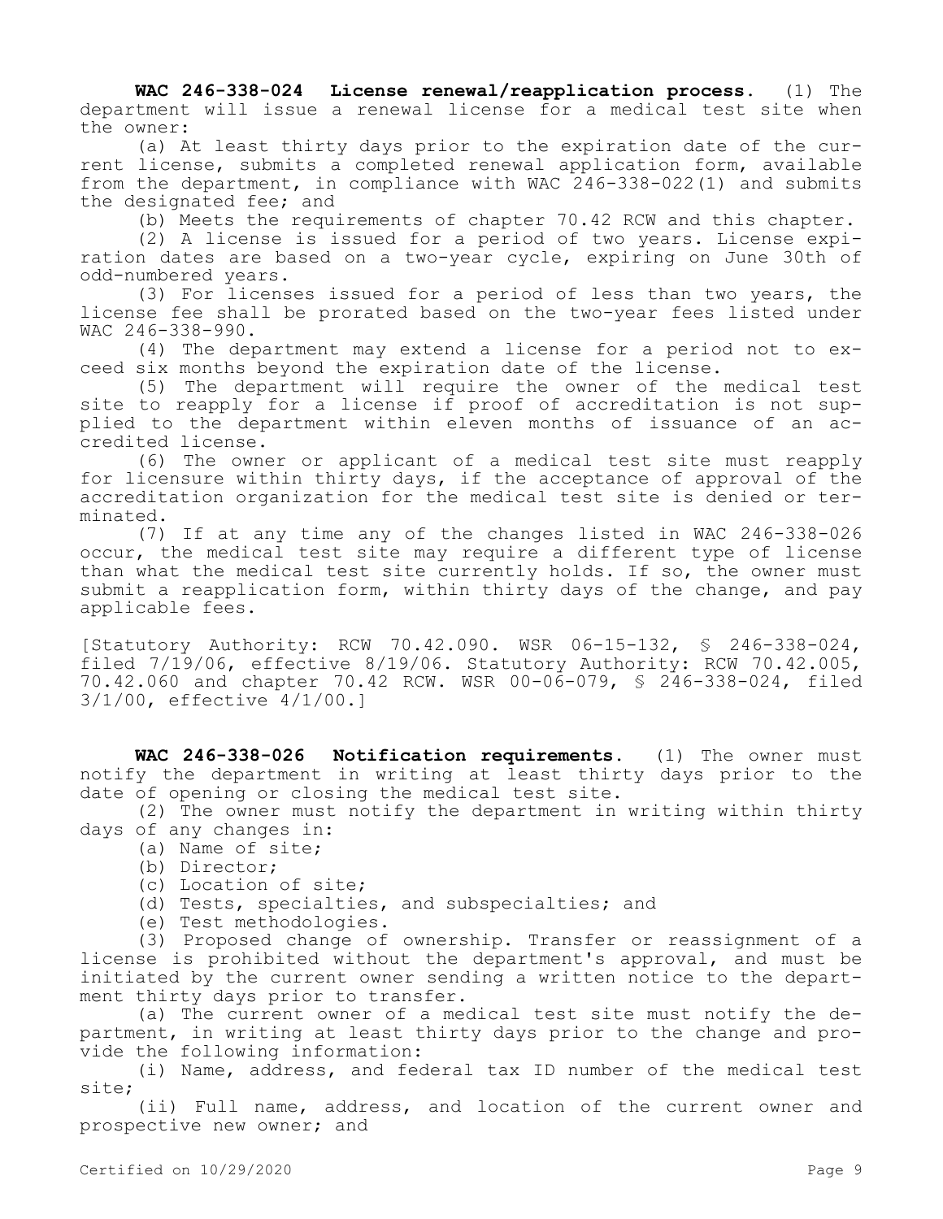**WAC 246-338-024 License renewal/reapplication process.** (1) The department will issue a renewal license for a medical test site when the owner:

(a) At least thirty days prior to the expiration date of the current license, submits a completed renewal application form, available from the department, in compliance with WAC 246-338-022(1) and submits the designated fee; and

(b) Meets the requirements of chapter 70.42 RCW and this chapter.

(2) A license is issued for a period of two years. License expiration dates are based on a two-year cycle, expiring on June 30th of odd-numbered years.

(3) For licenses issued for a period of less than two years, the license fee shall be prorated based on the two-year fees listed under WAC 246-338-990.

(4) The department may extend a license for a period not to exceed six months beyond the expiration date of the license.

(5) The department will require the owner of the medical test site to reapply for a license if proof of accreditation is not supplied to the department within eleven months of issuance of an accredited license.

(6) The owner or applicant of a medical test site must reapply for licensure within thirty days, if the acceptance of approval of the accreditation organization for the medical test site is denied or terminated.

(7) If at any time any of the changes listed in WAC 246-338-026 occur, the medical test site may require a different type of license than what the medical test site currently holds. If so, the owner must submit a reapplication form, within thirty days of the change, and pay applicable fees.

[Statutory Authority: RCW 70.42.090. WSR 06-15-132, § 246-338-024, filed 7/19/06, effective 8/19/06. Statutory Authority: RCW 70.42.005, 70.42.060 and chapter 70.42 RCW. WSR 00-06-079, § 246-338-024, filed 3/1/00, effective 4/1/00.]

**WAC 246-338-026 Notification requirements.** (1) The owner must notify the department in writing at least thirty days prior to the date of opening or closing the medical test site.

(2) The owner must notify the department in writing within thirty days of any changes in:

(a) Name of site;

(b) Director;

(c) Location of site;

(d) Tests, specialties, and subspecialties; and

(e) Test methodologies.

(3) Proposed change of ownership. Transfer or reassignment of a license is prohibited without the department's approval, and must be initiated by the current owner sending a written notice to the department thirty days prior to transfer.

(a) The current owner of a medical test site must notify the department, in writing at least thirty days prior to the change and provide the following information:

(i) Name, address, and federal tax ID number of the medical test site;

(ii) Full name, address, and location of the current owner and prospective new owner; and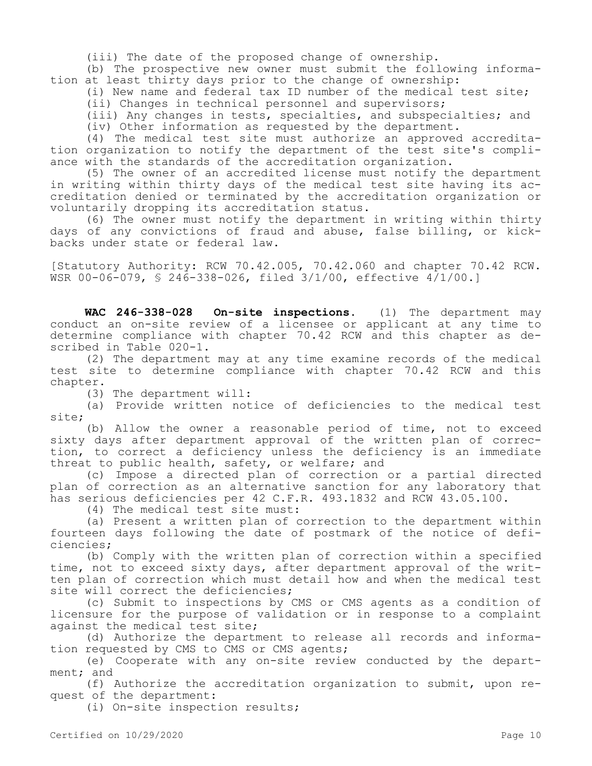(iii) The date of the proposed change of ownership.

(b) The prospective new owner must submit the following information at least thirty days prior to the change of ownership:

(i) New name and federal tax ID number of the medical test site;

(ii) Changes in technical personnel and supervisors;

(iii) Any changes in tests, specialties, and subspecialties; and

(iv) Other information as requested by the department.

(4) The medical test site must authorize an approved accreditation organization to notify the department of the test site's compliance with the standards of the accreditation organization.

(5) The owner of an accredited license must notify the department in writing within thirty days of the medical test site having its accreditation denied or terminated by the accreditation organization or voluntarily dropping its accreditation status.

(6) The owner must notify the department in writing within thirty days of any convictions of fraud and abuse, false billing, or kickbacks under state or federal law.

[Statutory Authority: RCW 70.42.005, 70.42.060 and chapter 70.42 RCW. WSR 00-06-079, § 246-338-026, filed 3/1/00, effective 4/1/00.]

**WAC 246-338-028 On-site inspections.** (1) The department may conduct an on-site review of a licensee or applicant at any time to determine compliance with chapter 70.42 RCW and this chapter as described in Table 020-1.

(2) The department may at any time examine records of the medical test site to determine compliance with chapter 70.42 RCW and this chapter.

(3) The department will:

(a) Provide written notice of deficiencies to the medical test site;

(b) Allow the owner a reasonable period of time, not to exceed sixty days after department approval of the written plan of correction, to correct a deficiency unless the deficiency is an immediate threat to public health, safety, or welfare; and

(c) Impose a directed plan of correction or a partial directed plan of correction as an alternative sanction for any laboratory that has serious deficiencies per 42 C.F.R. 493.1832 and RCW 43.05.100.

(4) The medical test site must:

(a) Present a written plan of correction to the department within fourteen days following the date of postmark of the notice of deficiencies;

(b) Comply with the written plan of correction within a specified time, not to exceed sixty days, after department approval of the written plan of correction which must detail how and when the medical test site will correct the deficiencies;

(c) Submit to inspections by CMS or CMS agents as a condition of licensure for the purpose of validation or in response to a complaint against the medical test site;

(d) Authorize the department to release all records and information requested by CMS to CMS or CMS agents;

(e) Cooperate with any on-site review conducted by the department; and

(f) Authorize the accreditation organization to submit, upon request of the department:

(i) On-site inspection results;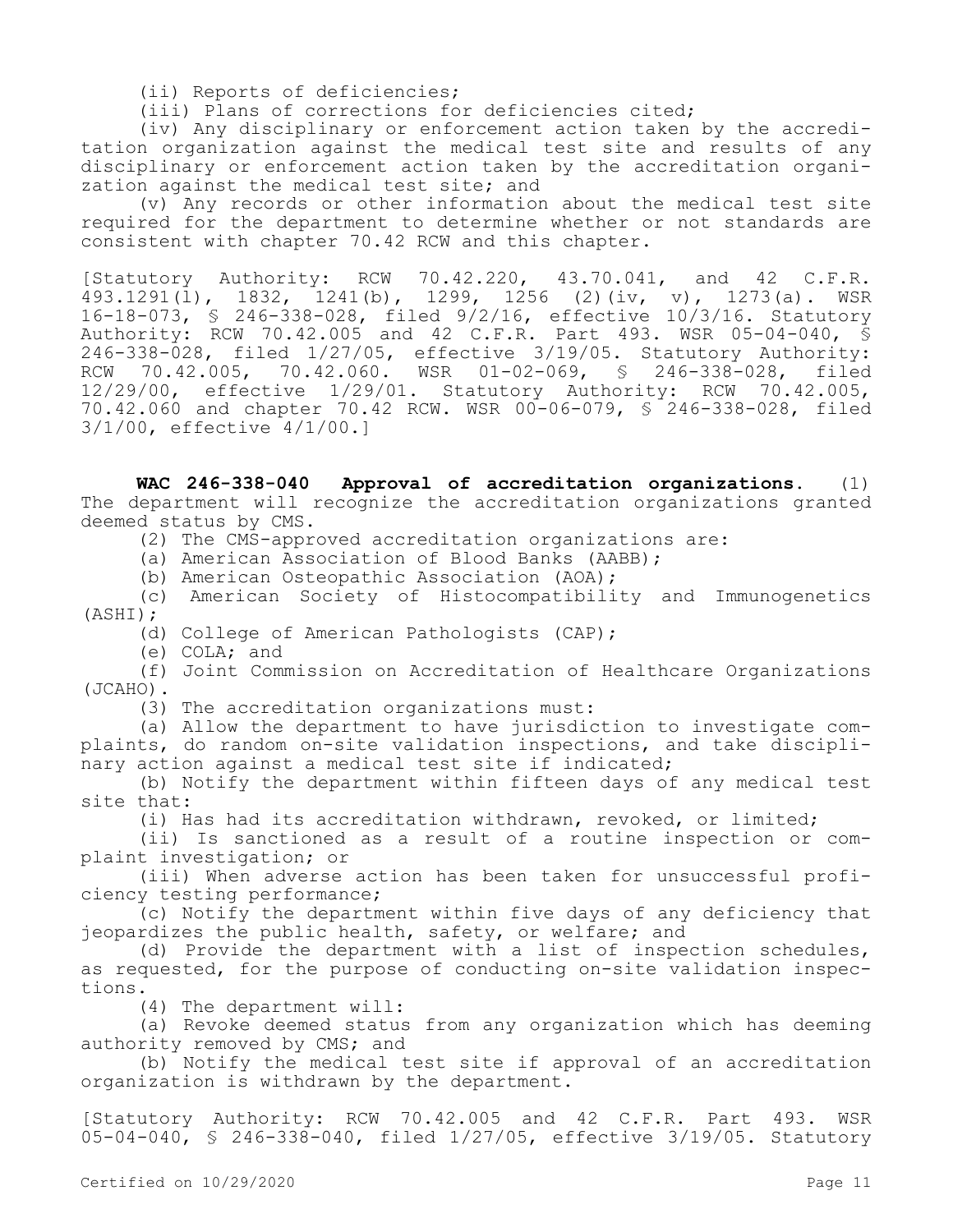(ii) Reports of deficiencies;

(iii) Plans of corrections for deficiencies cited;

(iv) Any disciplinary or enforcement action taken by the accreditation organization against the medical test site and results of any disciplinary or enforcement action taken by the accreditation organization against the medical test site; and

(v) Any records or other information about the medical test site required for the department to determine whether or not standards are consistent with chapter 70.42 RCW and this chapter.

[Statutory Authority: RCW 70.42.220, 43.70.041, and 42 C.F.R. 493.1291(l), 1832, 1241(b), 1299, 1256 (2)(iv, v), 1273(a). WSR 16-18-073, § 246-338-028, filed 9/2/16, effective 10/3/16. Statutory Authority: RCW 70.42.005 and 42 C.F.R. Part 493. WSR 05-04-040, § 246-338-028, filed 1/27/05, effective 3/19/05. Statutory Authority: RCW 70.42.005, 70.42.060. WSR 01-02-069, § 246-338-028, filed 12/29/00, effective 1/29/01. Statutory Authority: RCW 70.42.005, 70.42.060 and chapter 70.42 RCW. WSR 00-06-079, § 246-338-028, filed 3/1/00, effective 4/1/00.]

**WAC 246-338-040 Approval of accreditation organizations.** (1) The department will recognize the accreditation organizations granted deemed status by CMS.

(2) The CMS-approved accreditation organizations are:

(a) American Association of Blood Banks (AABB);

(b) American Osteopathic Association (AOA);

(c) American Society of Histocompatibility and Immunogenetics (ASHI);

(d) College of American Pathologists (CAP);

(e) COLA; and

(f) Joint Commission on Accreditation of Healthcare Organizations (JCAHO).

(3) The accreditation organizations must:

(a) Allow the department to have jurisdiction to investigate complaints, do random on-site validation inspections, and take disciplinary action against a medical test site if indicated;

(b) Notify the department within fifteen days of any medical test site that:

(i) Has had its accreditation withdrawn, revoked, or limited;

(ii) Is sanctioned as a result of a routine inspection or complaint investigation; or

(iii) When adverse action has been taken for unsuccessful proficiency testing performance;

(c) Notify the department within five days of any deficiency that jeopardizes the public health, safety, or welfare; and

(d) Provide the department with a list of inspection schedules, as requested, for the purpose of conducting on-site validation inspections.

(4) The department will:

(a) Revoke deemed status from any organization which has deeming authority removed by CMS; and

(b) Notify the medical test site if approval of an accreditation organization is withdrawn by the department.

[Statutory Authority: RCW 70.42.005 and 42 C.F.R. Part 493. WSR 05-04-040, § 246-338-040, filed 1/27/05, effective 3/19/05. Statutory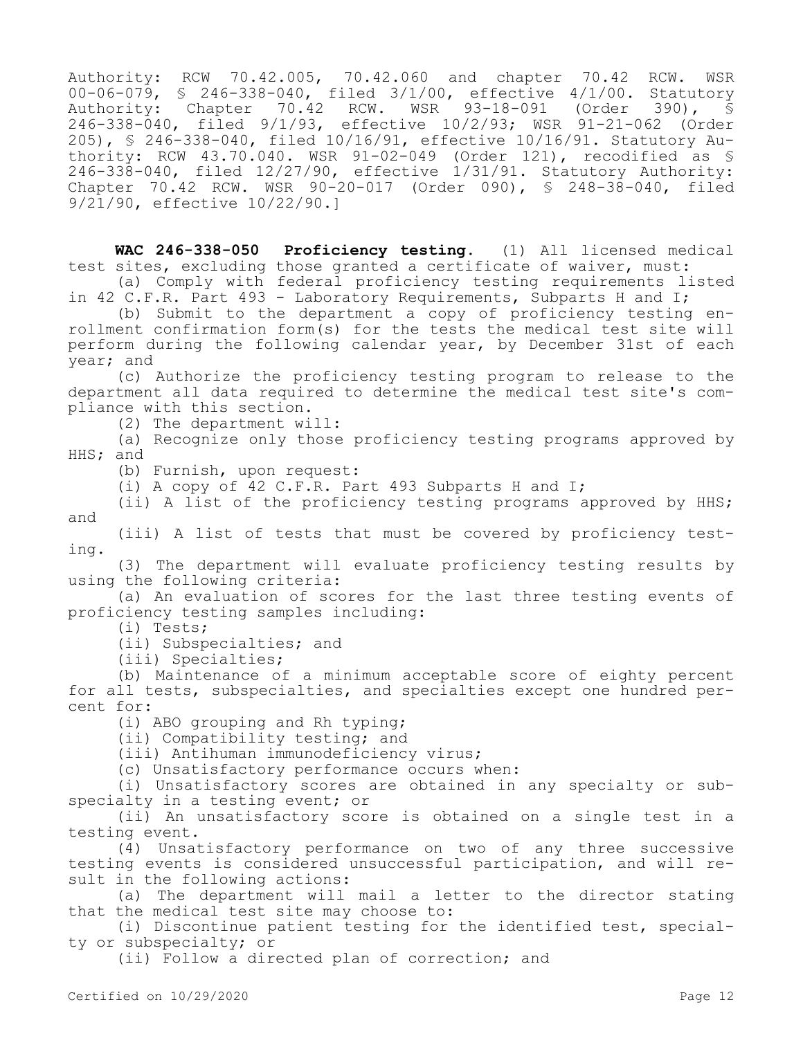Authority: RCW 70.42.005, 70.42.060 and chapter 70.42 RCW. WSR 00-06-079, § 246-338-040, filed 3/1/00, effective 4/1/00. Statutory Authority: Chapter 70.42 RCW. WSR 93-18-091 (Order 390), § 246-338-040, filed 9/1/93, effective 10/2/93; WSR 91-21-062 (Order 205), § 246-338-040, filed 10/16/91, effective 10/16/91. Statutory Authority: RCW 43.70.040. WSR 91-02-049 (Order 121), recodified as § 246-338-040, filed 12/27/90, effective 1/31/91. Statutory Authority: Chapter 70.42 RCW. WSR 90-20-017 (Order 090), § 248-38-040, filed 9/21/90, effective 10/22/90.]

**WAC 246-338-050 Proficiency testing.** (1) All licensed medical test sites, excluding those granted a certificate of waiver, must:

(a) Comply with federal proficiency testing requirements listed in 42 C.F.R. Part 493 - Laboratory Requirements, Subparts H and I;

(b) Submit to the department a copy of proficiency testing enrollment confirmation form(s) for the tests the medical test site will perform during the following calendar year, by December 31st of each year; and

(c) Authorize the proficiency testing program to release to the department all data required to determine the medical test site's compliance with this section.

(2) The department will:

(a) Recognize only those proficiency testing programs approved by HHS; and

(b) Furnish, upon request:

(i) A copy of 42 C.F.R. Part 493 Subparts H and I;

(ii) A list of the proficiency testing programs approved by HHS; and

(iii) A list of tests that must be covered by proficiency testing.

(3) The department will evaluate proficiency testing results by using the following criteria:

(a) An evaluation of scores for the last three testing events of proficiency testing samples including:

(i) Tests;

(ii) Subspecialties; and

(iii) Specialties;

(b) Maintenance of a minimum acceptable score of eighty percent for all tests, subspecialties, and specialties except one hundred percent for:

(i) ABO grouping and Rh typing;

(ii) Compatibility testing; and

(iii) Antihuman immunodeficiency virus;

(c) Unsatisfactory performance occurs when:

(i) Unsatisfactory scores are obtained in any specialty or subspecialty in a testing event; or

(ii) An unsatisfactory score is obtained on a single test in a testing event.

(4) Unsatisfactory performance on two of any three successive testing events is considered unsuccessful participation, and will result in the following actions:

(a) The department will mail a letter to the director stating that the medical test site may choose to:

(i) Discontinue patient testing for the identified test, specialty or subspecialty; or

(ii) Follow a directed plan of correction; and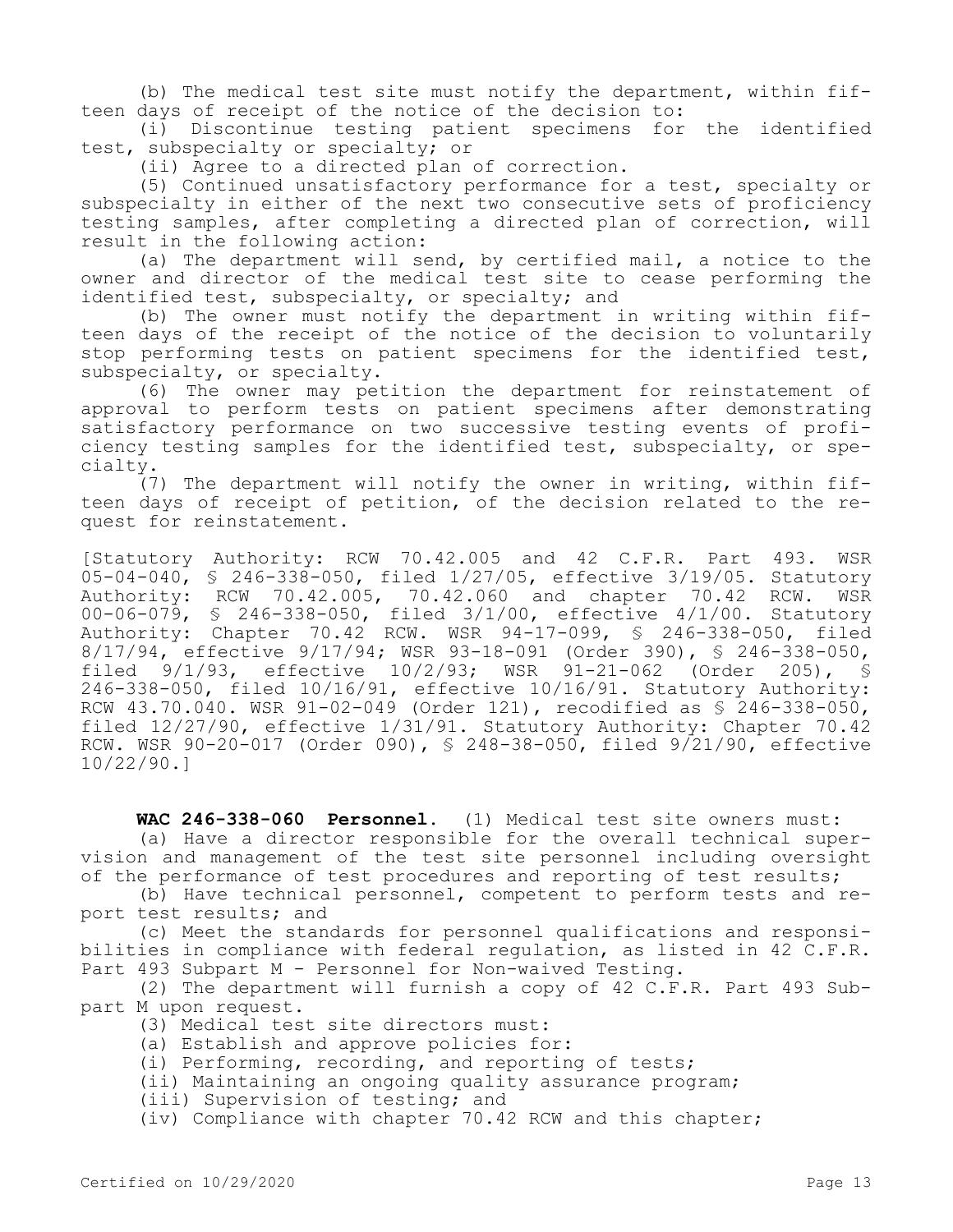(b) The medical test site must notify the department, within fifteen days of receipt of the notice of the decision to:

(i) Discontinue testing patient specimens for the identified test, subspecialty or specialty; or

(ii) Agree to a directed plan of correction.

(5) Continued unsatisfactory performance for a test, specialty or subspecialty in either of the next two consecutive sets of proficiency testing samples, after completing a directed plan of correction, will result in the following action:

(a) The department will send, by certified mail, a notice to the owner and director of the medical test site to cease performing the identified test, subspecialty, or specialty; and

(b) The owner must notify the department in writing within fifteen days of the receipt of the notice of the decision to voluntarily stop performing tests on patient specimens for the identified test, subspecialty, or specialty.

(6) The owner may petition the department for reinstatement of approval to perform tests on patient specimens after demonstrating satisfactory performance on two successive testing events of proficiency testing samples for the identified test, subspecialty, or specialty.

(7) The department will notify the owner in writing, within fifteen days of receipt of petition, of the decision related to the request for reinstatement.

[Statutory Authority: RCW 70.42.005 and 42 C.F.R. Part 493. WSR 05-04-040, § 246-338-050, filed 1/27/05, effective 3/19/05. Statutory Authority: RCW 70.42.005, 70.42.060 and chapter 70.42 RCW. WSR 00-06-079, § 246-338-050, filed 3/1/00, effective 4/1/00. Statutory Authority: Chapter 70.42 RCW. WSR 94-17-099, § 246-338-050, filed 8/17/94, effective 9/17/94; WSR 93-18-091 (Order 390), § 246-338-050, filed 9/1/93, effective 10/2/93; WSR 91-21-062 (Order 205), § 246-338-050, filed 10/16/91, effective 10/16/91. Statutory Authority: RCW 43.70.040. WSR 91-02-049 (Order 121), recodified as § 246-338-050, filed 12/27/90, effective 1/31/91. Statutory Authority: Chapter 70.42 RCW. WSR 90-20-017 (Order 090), § 248-38-050, filed 9/21/90, effective 10/22/90.]

**WAC 246-338-060 Personnel.** (1) Medical test site owners must:

(a) Have a director responsible for the overall technical supervision and management of the test site personnel including oversight of the performance of test procedures and reporting of test results;

(b) Have technical personnel, competent to perform tests and report test results; and

(c) Meet the standards for personnel qualifications and responsibilities in compliance with federal regulation, as listed in 42 C.F.R. Part 493 Subpart M - Personnel for Non-waived Testing.

(2) The department will furnish a copy of 42 C.F.R. Part 493 Subpart M upon request.

(3) Medical test site directors must:

(a) Establish and approve policies for:

(i) Performing, recording, and reporting of tests;

(ii) Maintaining an ongoing quality assurance program;

(iii) Supervision of testing; and

(iv) Compliance with chapter 70.42 RCW and this chapter;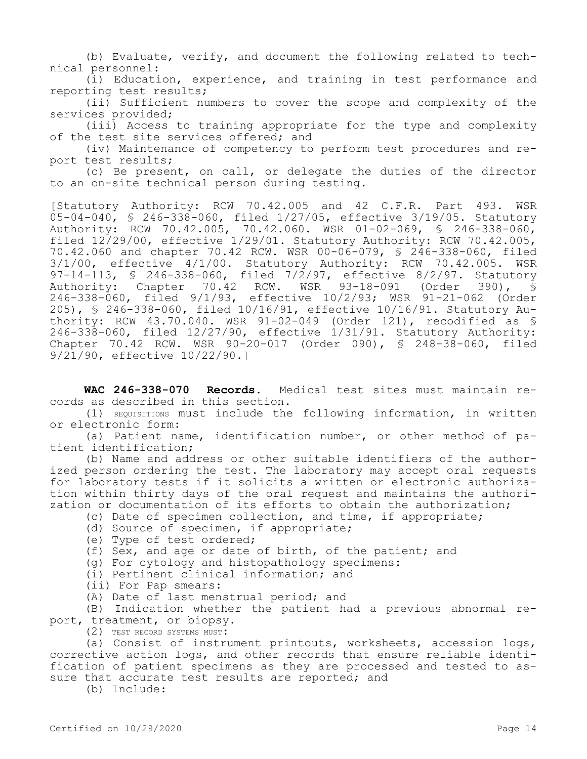(b) Evaluate, verify, and document the following related to technical personnel:

(i) Education, experience, and training in test performance and reporting test results;

(ii) Sufficient numbers to cover the scope and complexity of the services provided;

(iii) Access to training appropriate for the type and complexity of the test site services offered; and

(iv) Maintenance of competency to perform test procedures and report test results;

(c) Be present, on call, or delegate the duties of the director to an on-site technical person during testing.

[Statutory Authority: RCW 70.42.005 and 42 C.F.R. Part 493. WSR 05-04-040, § 246-338-060, filed 1/27/05, effective 3/19/05. Statutory Authority: RCW 70.42.005, 70.42.060. WSR 01-02-069, § 246-338-060, filed 12/29/00, effective 1/29/01. Statutory Authority: RCW 70.42.005, 70.42.060 and chapter 70.42 RCW. WSR 00-06-079, § 246-338-060, filed 3/1/00, effective 4/1/00. Statutory Authority: RCW 70.42.005. WSR 97-14-113, § 246-338-060, filed 7/2/97, effective 8/2/97. Statutory Authority: Chapter 70.42 RCW. WSR 93-18-091 (Order 390), § 246-338-060, filed 9/1/93, effective 10/2/93; WSR 91-21-062 (Order 205), § 246-338-060, filed 10/16/91, effective 10/16/91. Statutory Authority: RCW 43.70.040. WSR 91-02-049 (Order 121), recodified as § 246-338-060, filed 12/27/90, effective 1/31/91. Statutory Authority: Chapter 70.42 RCW. WSR 90-20-017 (Order 090), § 248-38-060, filed 9/21/90, effective 10/22/90.]

**WAC 246-338-070 Records.** Medical test sites must maintain records as described in this section.

(1) REQUISITIONS must include the following information, in written or electronic form:

(a) Patient name, identification number, or other method of patient identification;

(b) Name and address or other suitable identifiers of the authorized person ordering the test. The laboratory may accept oral requests for laboratory tests if it solicits a written or electronic authorization within thirty days of the oral request and maintains the authorization or documentation of its efforts to obtain the authorization;

(c) Date of specimen collection, and time, if appropriate;

(d) Source of specimen, if appropriate;

(e) Type of test ordered;

(f) Sex, and age or date of birth, of the patient; and

(g) For cytology and histopathology specimens:

(i) Pertinent clinical information; and

(ii) For Pap smears:

(A) Date of last menstrual period; and

(B) Indication whether the patient had a previous abnormal report, treatment, or biopsy.

(2) TEST RECORD SYSTEMS MUST:

(a) Consist of instrument printouts, worksheets, accession logs, corrective action logs, and other records that ensure reliable identification of patient specimens as they are processed and tested to assure that accurate test results are reported; and

(b) Include: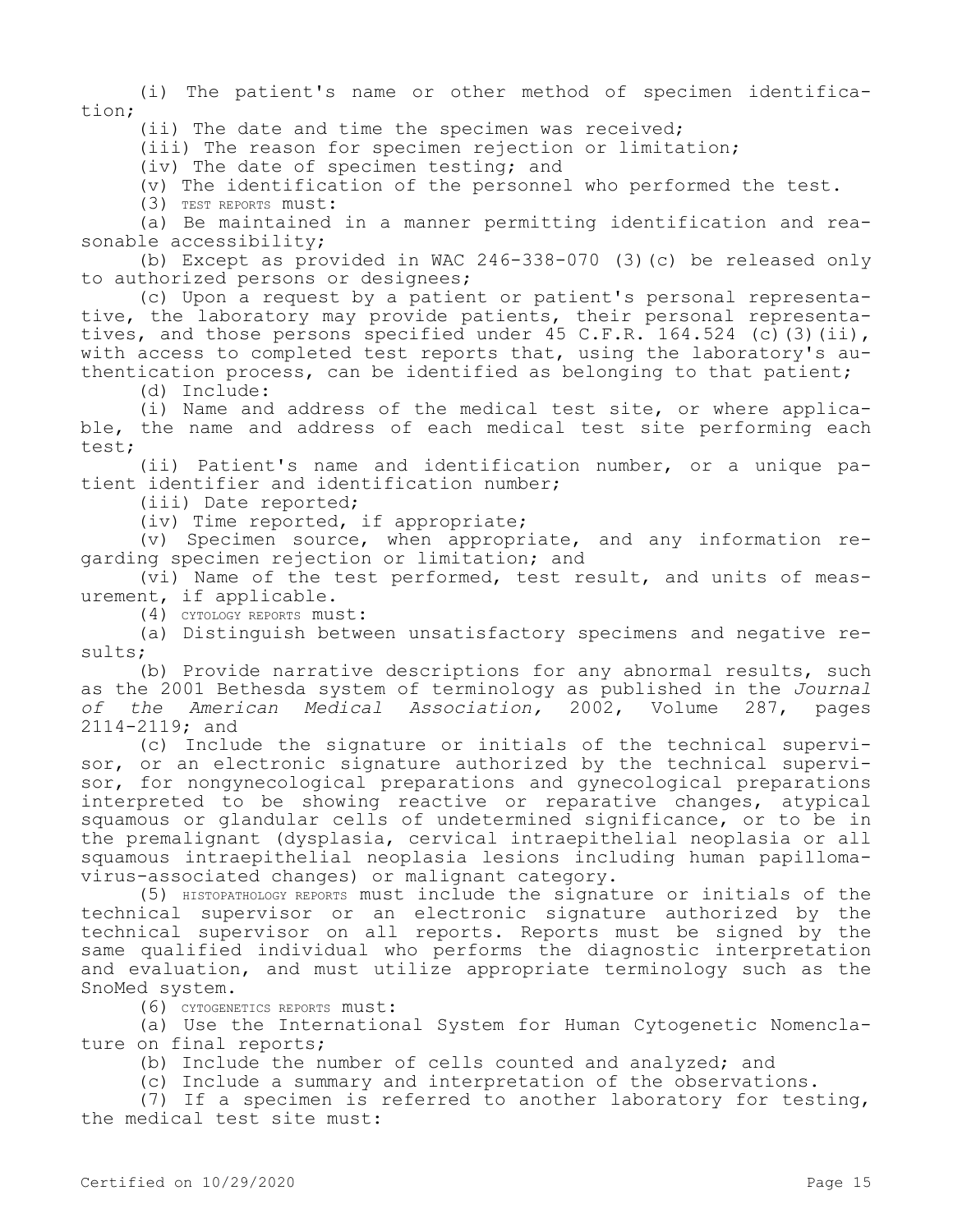(i) The patient's name or other method of specimen identification;

(ii) The date and time the specimen was received;

(iii) The reason for specimen rejection or limitation;

(iv) The date of specimen testing; and

(v) The identification of the personnel who performed the test.

(3) TEST REPORTS must:

(a) Be maintained in a manner permitting identification and reasonable accessibility;

(b) Except as provided in WAC 246-338-070 (3)(c) be released only to authorized persons or designees;

(c) Upon a request by a patient or patient's personal representative, the laboratory may provide patients, their personal representatives, and those persons specified under 45 C.F.R. 164.524 (c)(3)(ii), with access to completed test reports that, using the laboratory's authentication process, can be identified as belonging to that patient;

(d) Include:

(i) Name and address of the medical test site, or where applicable, the name and address of each medical test site performing each test;

(ii) Patient's name and identification number, or a unique patient identifier and identification number;

(iii) Date reported;

(iv) Time reported, if appropriate;

(v) Specimen source, when appropriate, and any information regarding specimen rejection or limitation; and

(vi) Name of the test performed, test result, and units of measurement, if applicable.

(4) CYTOLOGY REPORTS must:

(a) Distinguish between unsatisfactory specimens and negative results;

(b) Provide narrative descriptions for any abnormal results, such as the 2001 Bethesda system of terminology as published in the *Journal of the American Medical Association,* 2002, Volume 287, pages 2114-2119; and

(c) Include the signature or initials of the technical supervisor, or an electronic signature authorized by the technical supervisor, for nongynecological preparations and gynecological preparations interpreted to be showing reactive or reparative changes, atypical squamous or glandular cells of undetermined significance, or to be in the premalignant (dysplasia, cervical intraepithelial neoplasia or all squamous intraepithelial neoplasia lesions including human papillomavirus-associated changes) or malignant category.

(5) HISTOPATHOLOGY REPORTS must include the signature or initials of the technical supervisor or an electronic signature authorized by the technical supervisor on all reports. Reports must be signed by the same qualified individual who performs the diagnostic interpretation and evaluation, and must utilize appropriate terminology such as the SnoMed system.

(6) CYTOGENETICS REPORTS must:

(a) Use the International System for Human Cytogenetic Nomenclature on final reports;

(b) Include the number of cells counted and analyzed; and

(c) Include a summary and interpretation of the observations.

(7) If a specimen is referred to another laboratory for testing, the medical test site must: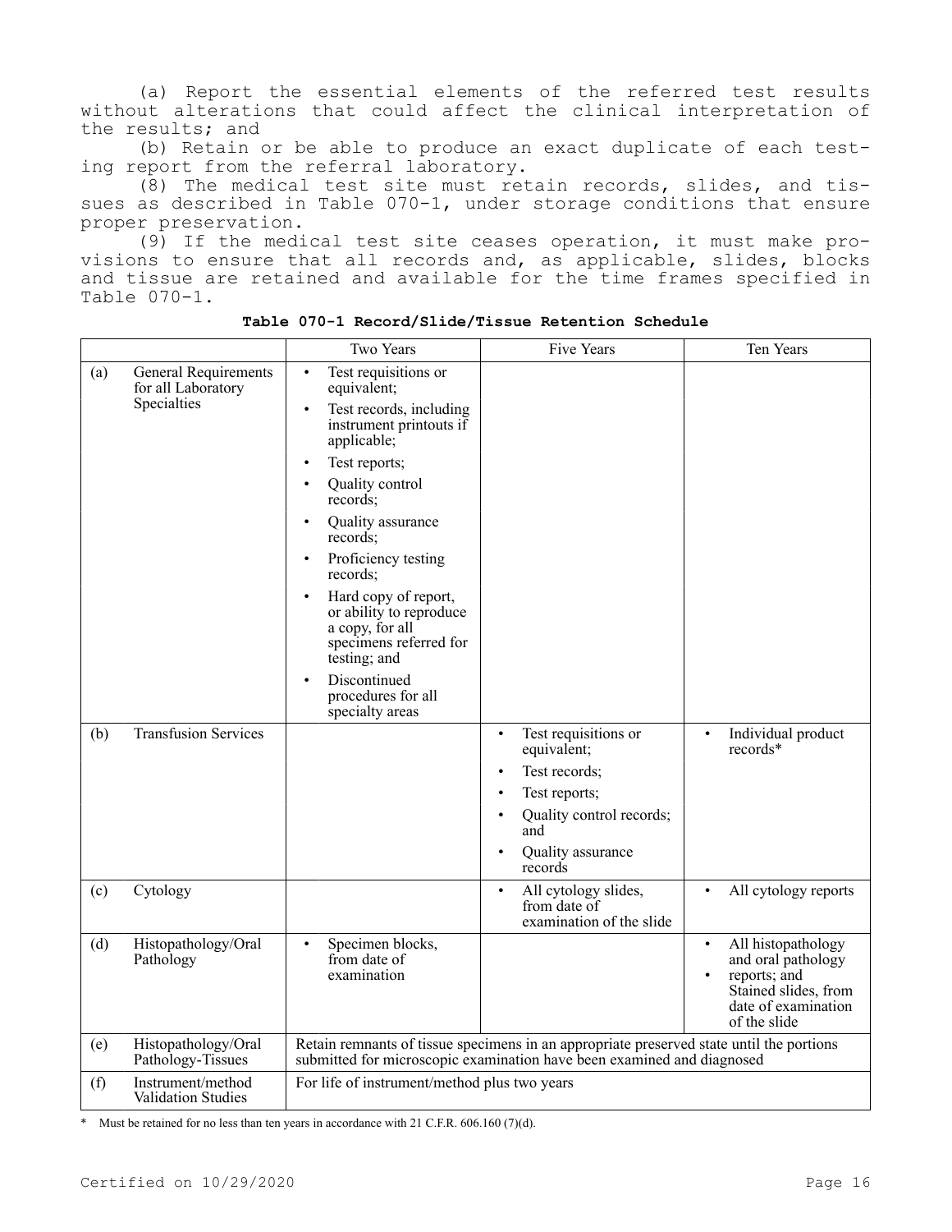(a) Report the essential elements of the referred test results without alterations that could affect the clinical interpretation of the results; and

(b) Retain or be able to produce an exact duplicate of each testing report from the referral laboratory.

(8) The medical test site must retain records, slides, and tissues as described in Table 070-1, under storage conditions that ensure proper preservation.

(9) If the medical test site ceases operation, it must make provisions to ensure that all records and, as applicable, slides, blocks and tissue are retained and available for the time frames specified in Table 070-1.

**Table 070-1 Record/Slide/Tissue Retention Schedule**

| | | Two Years | Five Years | Ten Years |
|---|---|---|---|---|
| (a) | General Requirements for all Laboratory Specialties | • Test requisitions or equivalent;<br>• Test records, including instrument printouts if applicable;<br>• Test reports;<br>• Quality control records;<br>• Quality assurance records;<br>• Proficiency testing records;<br>• Hard copy of report, or ability to reproduce a copy, for all specimens referred for testing; and<br>• Discontinued procedures for all specialty areas | | |
| (b) | Transfusion Services | | • Test requisitions or equivalent;<br>• Test records;<br>• Test reports;<br>• Quality control records; and<br>• Quality assurance records | • Individual product records* |
| (c) | Cytology | | • All cytology slides, from date of examination of the slide | • All cytology reports |
| (d) | Histopathology/Oral Pathology | • Specimen blocks, from date of examination | | • All histopathology and oral pathology<br>• reports; and Stained slides, from date of examination of the slide |
| (e) | Histopathology/Oral Pathology-Tissues | Retain remnants of tissue specimens in an appropriate preserved state until the portions submitted for microscopic examination have been examined and diagnosed | | |
| (f) | Instrument/method Validation Studies | For life of instrument/method plus two years | | |

\* Must be retained for no less than ten years in accordance with 21 C.F.R. 606.160 (7)(d).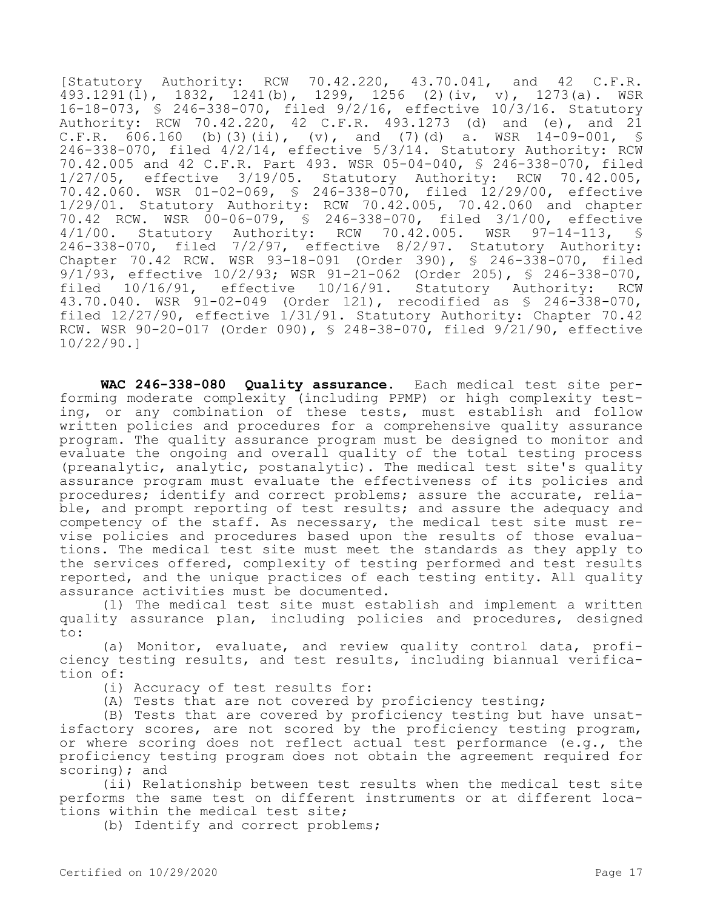[Statutory Authority: RCW 70.42.220, 43.70.041, and 42 C.F.R. 493.1291(l), 1832, 1241(b), 1299, 1256 (2)(iv, v), 1273(a). WSR 16-18-073, § 246-338-070, filed 9/2/16, effective 10/3/16. Statutory Authority: RCW 70.42.220, 42 C.F.R. 493.1273 (d) and (e), and 21 C.F.R. 606.160 (b)(3)(ii), (v), and (7)(d) a. WSR 14-09-001, § 246-338-070, filed 4/2/14, effective 5/3/14. Statutory Authority: RCW 70.42.005 and 42 C.F.R. Part 493. WSR 05-04-040, § 246-338-070, filed 1/27/05, effective 3/19/05. Statutory Authority: RCW 70.42.005, 70.42.060. WSR 01-02-069, § 246-338-070, filed 12/29/00, effective 1/29/01. Statutory Authority: RCW 70.42.005, 70.42.060 and chapter 70.42 RCW. WSR 00-06-079, § 246-338-070, filed 3/1/00, effective 4/1/00. Statutory Authority: RCW 70.42.005. WSR 97-14-113, § 246-338-070, filed 7/2/97, effective 8/2/97. Statutory Authority: Chapter 70.42 RCW. WSR 93-18-091 (Order 390), § 246-338-070, filed 9/1/93, effective 10/2/93; WSR 91-21-062 (Order 205), § 246-338-070, filed 10/16/91, effective 10/16/91. Statutory Authority: RCW 43.70.040. WSR 91-02-049 (Order 121), recodified as § 246-338-070, filed 12/27/90, effective 1/31/91. Statutory Authority: Chapter 70.42 RCW. WSR 90-20-017 (Order 090), § 248-38-070, filed 9/21/90, effective 10/22/90.]

**WAC 246-338-080 Quality assurance.** Each medical test site performing moderate complexity (including PPMP) or high complexity testing, or any combination of these tests, must establish and follow written policies and procedures for a comprehensive quality assurance program. The quality assurance program must be designed to monitor and evaluate the ongoing and overall quality of the total testing process (preanalytic, analytic, postanalytic). The medical test site's quality assurance program must evaluate the effectiveness of its policies and procedures; identify and correct problems; assure the accurate, reliable, and prompt reporting of test results; and assure the adequacy and competency of the staff. As necessary, the medical test site must revise policies and procedures based upon the results of those evaluations. The medical test site must meet the standards as they apply to the services offered, complexity of testing performed and test results reported, and the unique practices of each testing entity. All quality assurance activities must be documented.

(1) The medical test site must establish and implement a written quality assurance plan, including policies and procedures, designed to:

(a) Monitor, evaluate, and review quality control data, proficiency testing results, and test results, including biannual verification of:

(i) Accuracy of test results for:

(A) Tests that are not covered by proficiency testing;

(B) Tests that are covered by proficiency testing but have unsatisfactory scores, are not scored by the proficiency testing program, or where scoring does not reflect actual test performance (e.g., the proficiency testing program does not obtain the agreement required for scoring); and

(ii) Relationship between test results when the medical test site performs the same test on different instruments or at different locations within the medical test site;

(b) Identify and correct problems;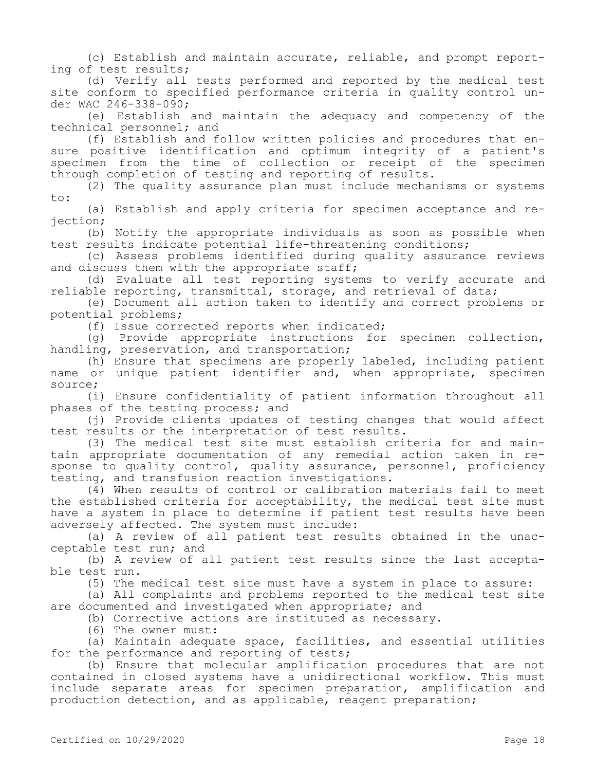(c) Establish and maintain accurate, reliable, and prompt reporting of test results;

(d) Verify all tests performed and reported by the medical test site conform to specified performance criteria in quality control under WAC 246-338-090;

(e) Establish and maintain the adequacy and competency of the technical personnel; and

(f) Establish and follow written policies and procedures that ensure positive identification and optimum integrity of a patient's specimen from the time of collection or receipt of the specimen through completion of testing and reporting of results.

(2) The quality assurance plan must include mechanisms or systems to:

(a) Establish and apply criteria for specimen acceptance and rejection;

(b) Notify the appropriate individuals as soon as possible when test results indicate potential life-threatening conditions;

(c) Assess problems identified during quality assurance reviews and discuss them with the appropriate staff;

(d) Evaluate all test reporting systems to verify accurate and reliable reporting, transmittal, storage, and retrieval of data;

(e) Document all action taken to identify and correct problems or potential problems;

(f) Issue corrected reports when indicated;

(g) Provide appropriate instructions for specimen collection, handling, preservation, and transportation;

(h) Ensure that specimens are properly labeled, including patient name or unique patient identifier and, when appropriate, specimen source;

(i) Ensure confidentiality of patient information throughout all phases of the testing process; and

(j) Provide clients updates of testing changes that would affect test results or the interpretation of test results.

(3) The medical test site must establish criteria for and maintain appropriate documentation of any remedial action taken in response to quality control, quality assurance, personnel, proficiency testing, and transfusion reaction investigations.

(4) When results of control or calibration materials fail to meet the established criteria for acceptability, the medical test site must have a system in place to determine if patient test results have been adversely affected. The system must include:

(a) A review of all patient test results obtained in the unacceptable test run; and

(b) A review of all patient test results since the last acceptable test run.

(5) The medical test site must have a system in place to assure:

(a) All complaints and problems reported to the medical test site are documented and investigated when appropriate; and

(b) Corrective actions are instituted as necessary.

(6) The owner must:

(a) Maintain adequate space, facilities, and essential utilities for the performance and reporting of tests;

(b) Ensure that molecular amplification procedures that are not contained in closed systems have a unidirectional workflow. This must include separate areas for specimen preparation, amplification and production detection, and as applicable, reagent preparation;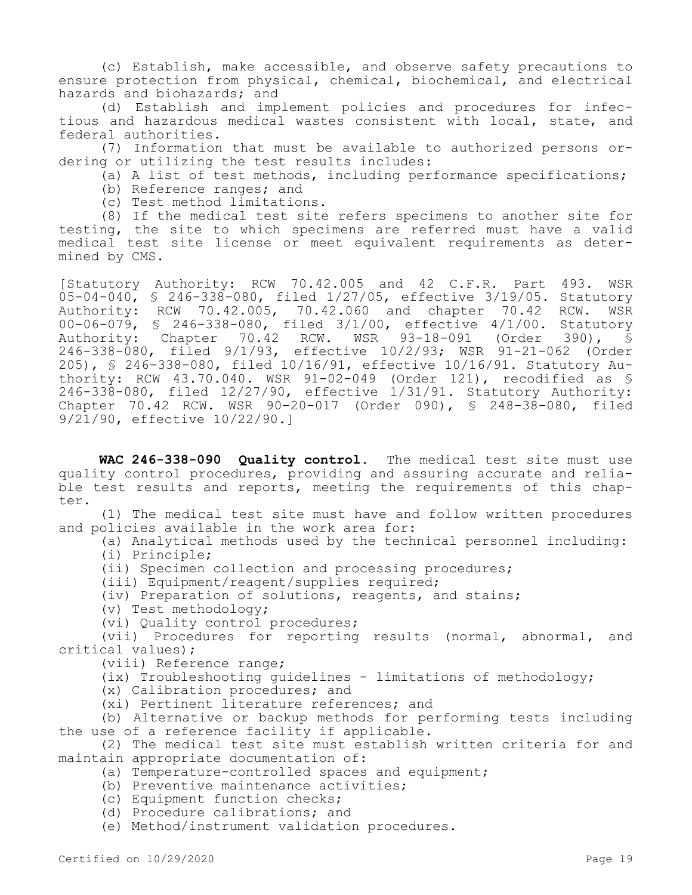(c) Establish, make accessible, and observe safety precautions to ensure protection from physical, chemical, biochemical, and electrical hazards and biohazards; and

(d) Establish and implement policies and procedures for infectious and hazardous medical wastes consistent with local, state, and federal authorities.

(7) Information that must be available to authorized persons ordering or utilizing the test results includes:

(a) A list of test methods, including performance specifications;

(b) Reference ranges; and

(c) Test method limitations.

(8) If the medical test site refers specimens to another site for testing, the site to which specimens are referred must have a valid medical test site license or meet equivalent requirements as determined by CMS.

[Statutory Authority: RCW 70.42.005 and 42 C.F.R. Part 493. WSR 05-04-040, § 246-338-080, filed 1/27/05, effective 3/19/05. Statutory Authority: RCW 70.42.005, 70.42.060 and chapter 70.42 RCW. WSR 00-06-079, § 246-338-080, filed 3/1/00, effective 4/1/00. Statutory Authority: Chapter 70.42 RCW. WSR 93-18-091 (Order 390), § 246-338-080, filed 9/1/93, effective 10/2/93; WSR 91-21-062 (Order 205), § 246-338-080, filed 10/16/91, effective 10/16/91. Statutory Authority: RCW 43.70.040. WSR 91-02-049 (Order 121), recodified as § 246-338-080, filed 12/27/90, effective 1/31/91. Statutory Authority: Chapter 70.42 RCW. WSR 90-20-017 (Order 090), § 248-38-080, filed 9/21/90, effective 10/22/90.]

**WAC 246-338-090 Quality control.** The medical test site must use quality control procedures, providing and assuring accurate and reliable test results and reports, meeting the requirements of this chapter.

(1) The medical test site must have and follow written procedures and policies available in the work area for:

(a) Analytical methods used by the technical personnel including:

(i) Principle;

(ii) Specimen collection and processing procedures;

(iii) Equipment/reagent/supplies required;

(iv) Preparation of solutions, reagents, and stains;

(v) Test methodology;

(vi) Quality control procedures;

(vii) Procedures for reporting results (normal, abnormal, and critical values);

(viii) Reference range;

(ix) Troubleshooting guidelines - limitations of methodology;

(x) Calibration procedures; and

(xi) Pertinent literature references; and

(b) Alternative or backup methods for performing tests including the use of a reference facility if applicable.

(2) The medical test site must establish written criteria for and maintain appropriate documentation of:

(a) Temperature-controlled spaces and equipment;

(b) Preventive maintenance activities;

(c) Equipment function checks;

(d) Procedure calibrations; and

(e) Method/instrument validation procedures.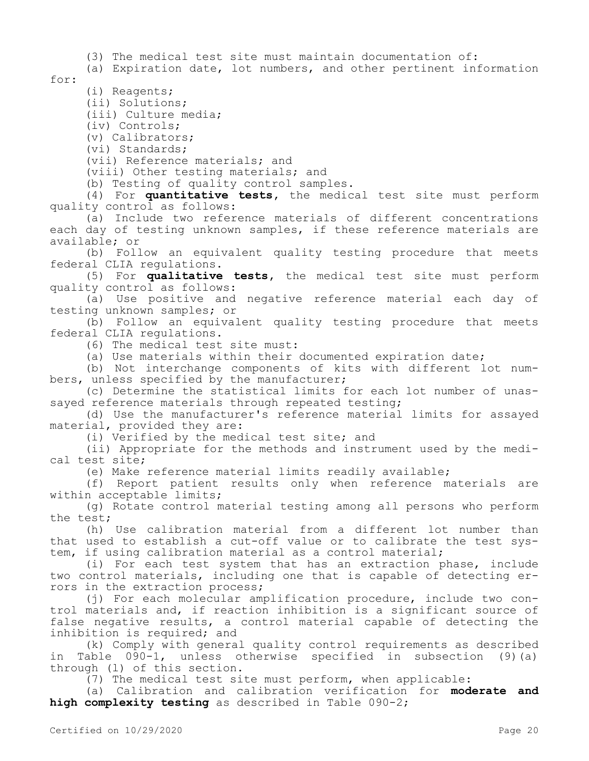(3) The medical test site must maintain documentation of:

(a) Expiration date, lot numbers, and other pertinent information for:

(i) Reagents;

(ii) Solutions;

(iii) Culture media;

(iv) Controls;

(v) Calibrators;

(vi) Standards;

(vii) Reference materials; and

(viii) Other testing materials; and

(b) Testing of quality control samples.

(4) For **quantitative tests**, the medical test site must perform quality control as follows:

(a) Include two reference materials of different concentrations each day of testing unknown samples, if these reference materials are available; or

(b) Follow an equivalent quality testing procedure that meets federal CLIA regulations.

(5) For **qualitative tests**, the medical test site must perform quality control as follows:

(a) Use positive and negative reference material each day of testing unknown samples; or

(b) Follow an equivalent quality testing procedure that meets federal CLIA regulations.

(6) The medical test site must:

(a) Use materials within their documented expiration date;

(b) Not interchange components of kits with different lot numbers, unless specified by the manufacturer;

(c) Determine the statistical limits for each lot number of unassayed reference materials through repeated testing;

(d) Use the manufacturer's reference material limits for assayed material, provided they are:

(i) Verified by the medical test site; and

(ii) Appropriate for the methods and instrument used by the medical test site;

(e) Make reference material limits readily available;

(f) Report patient results only when reference materials are within acceptable limits;

(g) Rotate control material testing among all persons who perform the test;

(h) Use calibration material from a different lot number than that used to establish a cut-off value or to calibrate the test system, if using calibration material as a control material;

(i) For each test system that has an extraction phase, include two control materials, including one that is capable of detecting errors in the extraction process;

(j) For each molecular amplification procedure, include two control materials and, if reaction inhibition is a significant source of false negative results, a control material capable of detecting the inhibition is required; and

(k) Comply with general quality control requirements as described in Table 090-1, unless otherwise specified in subsection (9)(a) through (l) of this section.

(7) The medical test site must perform, when applicable:

(a) Calibration and calibration verification for **moderate and high complexity testing** as described in Table 090-2;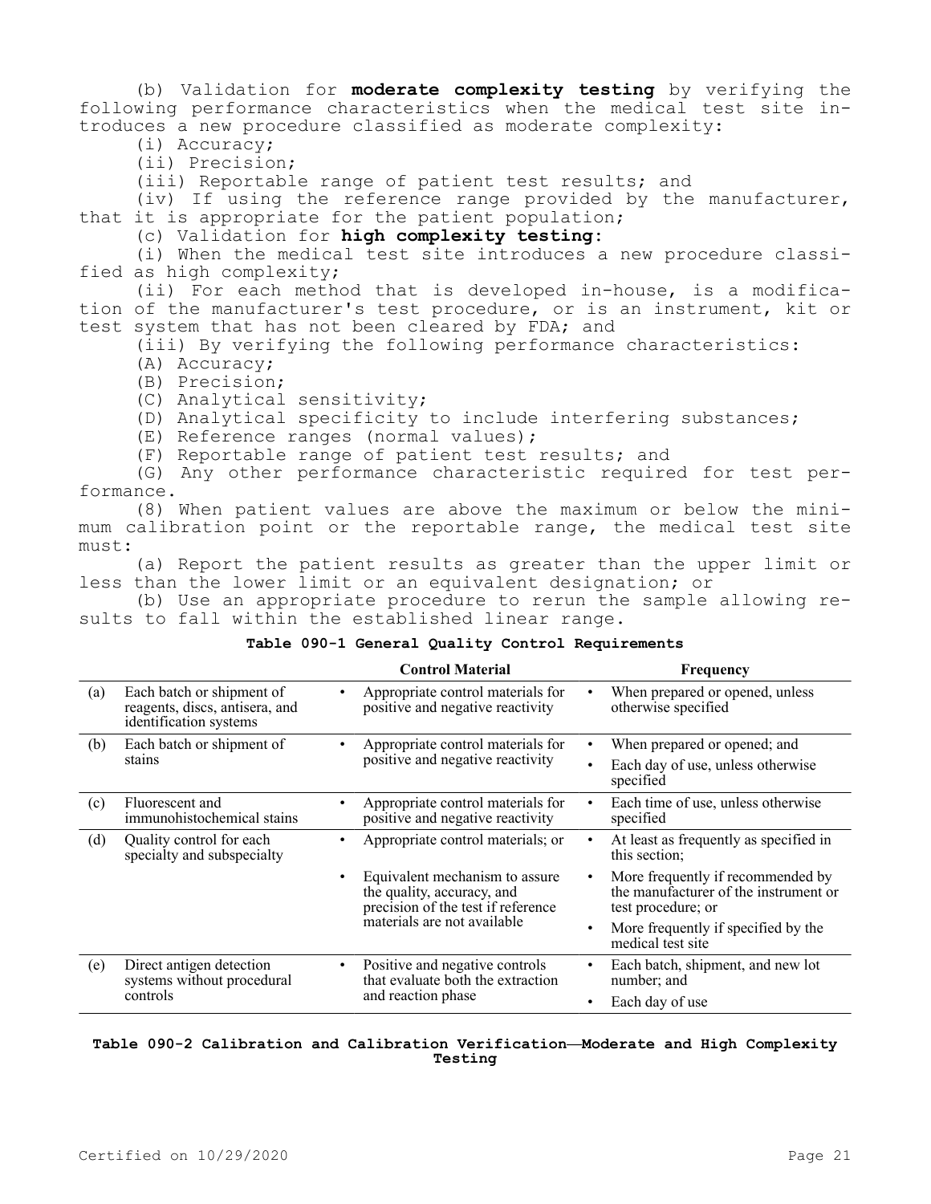(b) Validation for **moderate complexity testing** by verifying the following performance characteristics when the medical test site introduces a new procedure classified as moderate complexity:

(i) Accuracy;

(ii) Precision;

(iii) Reportable range of patient test results; and

(iv) If using the reference range provided by the manufacturer, that it is appropriate for the patient population;

(c) Validation for **high complexity testing**:

(i) When the medical test site introduces a new procedure classified as high complexity;

(ii) For each method that is developed in-house, is a modification of the manufacturer's test procedure, or is an instrument, kit or test system that has not been cleared by FDA; and

(iii) By verifying the following performance characteristics:

(A) Accuracy;

(B) Precision;

(C) Analytical sensitivity;

(D) Analytical specificity to include interfering substances;

(E) Reference ranges (normal values);

(F) Reportable range of patient test results; and

(G) Any other performance characteristic required for test performance.

(8) When patient values are above the maximum or below the minimum calibration point or the reportable range, the medical test site must:

(a) Report the patient results as greater than the upper limit or less than the lower limit or an equivalent designation; or

(b) Use an appropriate procedure to rerun the sample allowing results to fall within the established linear range.

**Table 090-1 General Quality Control Requirements**

| | | Control Material | Frequency |
|---|---|---|---|
| (a) | Each batch or shipment of reagents, discs, antisera, and identification systems | • Appropriate control materials for positive and negative reactivity | • When prepared or opened, unless otherwise specified |
| (b) | Each batch or shipment of stains | • Appropriate control materials for positive and negative reactivity | • When prepared or opened; and<br>• Each day of use, unless otherwise specified |
| (c) | Fluorescent and immunohistochemical stains | • Appropriate control materials for positive and negative reactivity | • Each time of use, unless otherwise specified |
| (d) | Quality control for each specialty and subspecialty | • Appropriate control materials; or<br>• Equivalent mechanism to assure the quality, accuracy, and precision of the test if reference materials are not available | • At least as frequently as specified in this section;<br>• More frequently if recommended by the manufacturer of the instrument or test procedure; or<br>• More frequently if specified by the medical test site |
| (e) | Direct antigen detection systems without procedural controls | • Positive and negative controls that evaluate both the extraction and reaction phase | • Each batch, shipment, and new lot number; and<br>• Each day of use |

**Table 090-2 Calibration and Calibration Verification—Moderate and High Complexity Testing**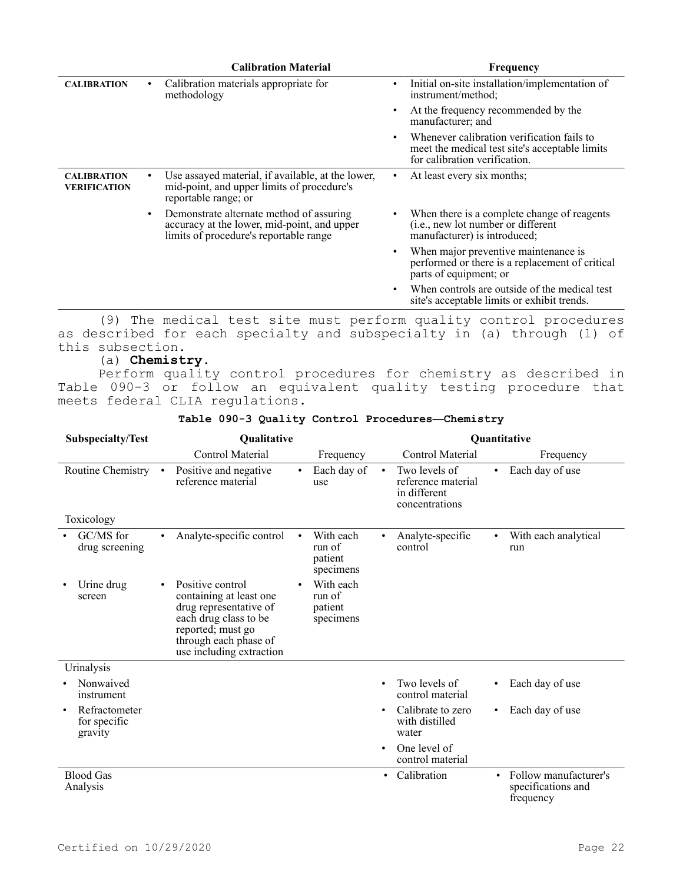| | Calibration Material | Frequency |
|---|---|---|
| **CALIBRATION** | • Calibration materials appropriate for methodology | • Initial on-site installation/implementation of instrument/method;<br>• At the frequency recommended by the manufacturer; and<br>• Whenever calibration verification fails to meet the medical test site's acceptable limits for calibration verification. |
| **CALIBRATION VERIFICATION** | • Use assayed material, if available, at the lower, mid-point, and upper limits of procedure's reportable range; or<br>• Demonstrate alternate method of assuring accuracy at the lower, mid-point, and upper limits of procedure's reportable range | • At least every six months;<br>• When there is a complete change of reagents (i.e., new lot number or different manufacturer) is introduced;<br>• When major preventive maintenance is performed or there is a replacement of critical parts of equipment; or<br>• When controls are outside of the medical test site's acceptable limits or exhibit trends. |

(9) The medical test site must perform quality control procedures as described for each specialty and subspecialty in (a) through (l) of this subsection.

(a) **Chemistry.**

Perform quality control procedures for chemistry as described in Table 090-3 or follow an equivalent quality testing procedure that meets federal CLIA regulations.

**Table 090-3 Quality Control Procedures—Chemistry**

| Subspecialty/Test | Qualitative | | Quantitative | |
|---|---|---|---|---|
| | Control Material | Frequency | Control Material | Frequency |
| Routine Chemistry | • Positive and negative reference material | • Each day of use | • Two levels of reference material in different concentrations | • Each day of use |
| Toxicology | | | | |
| • GC/MS for drug screening | • Analyte-specific control | • With each run of patient specimens | • Analyte-specific control | • With each analytical run |
| • Urine drug screen | • Positive control containing at least one drug representative of each drug class to be reported; must go through each phase of use including extraction | • With each run of patient specimens | | |
| Urinalysis | | | | |
| • Nonwaived instrument | | | • Two levels of control material | • Each day of use |
| • Refractometer for specific gravity | | | • Calibrate to zero with distilled water | • Each day of use |
| | | | • One level of control material | |
| Blood Gas Analysis | | | • Calibration | • Follow manufacturer's specifications and frequency |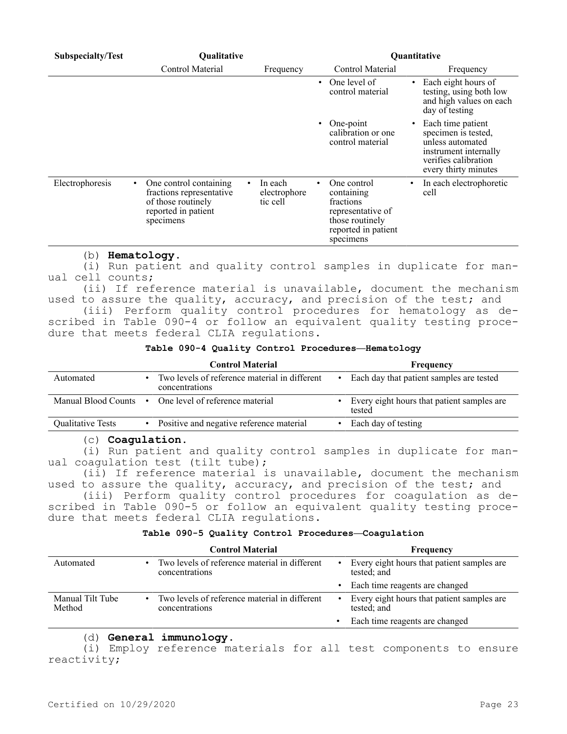| Subspecialty/Test | Qualitative | | Quantitative | |
|---|---|---|---|---|
| | Control Material | Frequency | Control Material | Frequency |
| | | | • One level of control material | • Each eight hours of testing, using both low and high values on each day of testing |
| | | | • One-point calibration or one control material | • Each time patient specimen is tested, unless automated instrument internally verifies calibration every thirty minutes |
| Electrophoresis | • One control containing fractions representative of those routinely reported in patient specimens | • In each electrophoretic cell | • One control containing fractions representative of those routinely reported in patient specimens | • In each electrophoretic cell |

(b) **Hematology.**

(i) Run patient and quality control samples in duplicate for manual cell counts;

(ii) If reference material is unavailable, document the mechanism used to assure the quality, accuracy, and precision of the test; and

(iii) Perform quality control procedures for hematology as described in Table 090-4 or follow an equivalent quality testing procedure that meets federal CLIA regulations.

**Table 090-4 Quality Control Procedures—Hematology**

| | Control Material | Frequency |
|---|---|---|
| Automated | • Two levels of reference material in different concentrations | • Each day that patient samples are tested |
| Manual Blood Counts | • One level of reference material | • Every eight hours that patient samples are tested |
| Qualitative Tests | • Positive and negative reference material | • Each day of testing |

(c) **Coagulation.**

(i) Run patient and quality control samples in duplicate for manual coagulation test (tilt tube);

(ii) If reference material is unavailable, document the mechanism used to assure the quality, accuracy, and precision of the test; and

(iii) Perform quality control procedures for coagulation as described in Table 090-5 or follow an equivalent quality testing procedure that meets federal CLIA regulations.

**Table 090-5 Quality Control Procedures—Coagulation**

| | Control Material | Frequency |
|---|---|---|
| Automated | • Two levels of reference material in different concentrations | • Every eight hours that patient samples are tested; and<br>• Each time reagents are changed |
| Manual Tilt Tube Method | • Two levels of reference material in different concentrations | • Every eight hours that patient samples are tested; and<br>• Each time reagents are changed |

(d) **General immunology.**

(i) Employ reference materials for all test components to ensure reactivity;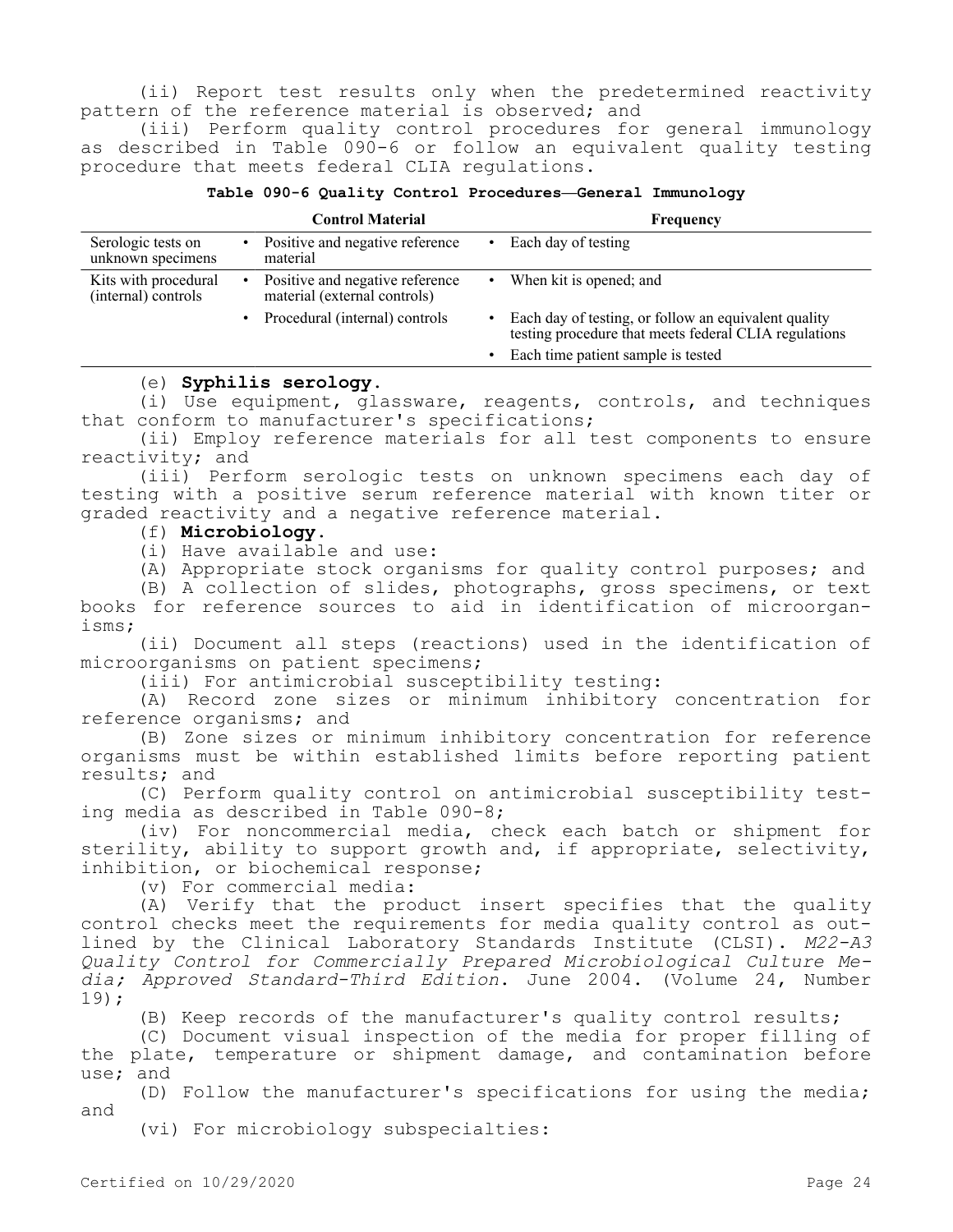(ii) Report test results only when the predetermined reactivity pattern of the reference material is observed; and

(iii) Perform quality control procedures for general immunology as described in Table 090-6 or follow an equivalent quality testing procedure that meets federal CLIA regulations.

**Table 090-6 Quality Control Procedures—General Immunology**

| | Control Material | Frequency |
|---|---|---|
| Serologic tests on unknown specimens | • Positive and negative reference material | • Each day of testing |
| Kits with procedural (internal) controls | • Positive and negative reference material (external controls) | • When kit is opened; and |
| | • Procedural (internal) controls | • Each day of testing, or follow an equivalent quality testing procedure that meets federal CLIA regulations |
| | | • Each time patient sample is tested |

(e) **Syphilis serology.**

(i) Use equipment, glassware, reagents, controls, and techniques that conform to manufacturer's specifications;

(ii) Employ reference materials for all test components to ensure reactivity; and

(iii) Perform serologic tests on unknown specimens each day of testing with a positive serum reference material with known titer or graded reactivity and a negative reference material.

(f) **Microbiology.**

(i) Have available and use:

(A) Appropriate stock organisms for quality control purposes; and

(B) A collection of slides, photographs, gross specimens, or text books for reference sources to aid in identification of microorganisms;

(ii) Document all steps (reactions) used in the identification of microorganisms on patient specimens;

(iii) For antimicrobial susceptibility testing:

(A) Record zone sizes or minimum inhibitory concentration for reference organisms; and

(B) Zone sizes or minimum inhibitory concentration for reference organisms must be within established limits before reporting patient results; and

(C) Perform quality control on antimicrobial susceptibility testing media as described in Table 090-8;

(iv) For noncommercial media, check each batch or shipment for sterility, ability to support growth and, if appropriate, selectivity, inhibition, or biochemical response;

(v) For commercial media:

(A) Verify that the product insert specifies that the quality control checks meet the requirements for media quality control as outlined by the Clinical Laboratory Standards Institute (CLSI). *M22-A3 Quality Control for Commercially Prepared Microbiological Culture Media; Approved Standard-Third Edition*. June 2004. (Volume 24, Number 19);

(B) Keep records of the manufacturer's quality control results;

(C) Document visual inspection of the media for proper filling of the plate, temperature or shipment damage, and contamination before use; and

(D) Follow the manufacturer's specifications for using the media; and

(vi) For microbiology subspecialties: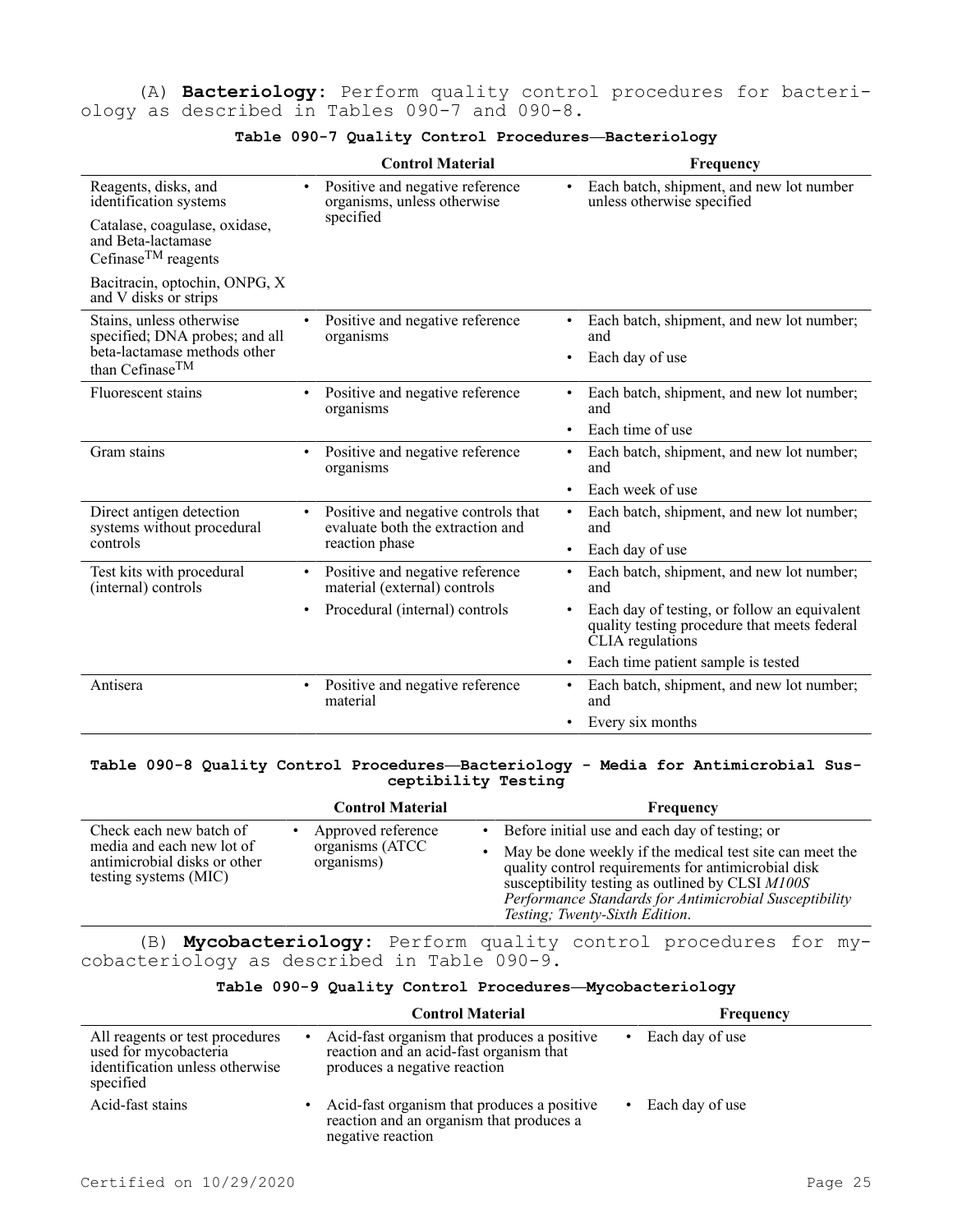(A) **Bacteriology:** Perform quality control procedures for bacteriology as described in Tables 090-7 and 090-8.

**Table 090-7 Quality Control Procedures—Bacteriology**

| | Control Material | Frequency |
|---|---|---|
| Reagents, disks, and identification systems<br><br>Catalase, coagulase, oxidase, and Beta-lactamase Cefinase™ reagents<br><br>Bacitracin, optochin, ONPG, X and V disks or strips | • Positive and negative reference organisms, unless otherwise specified | • Each batch, shipment, and new lot number unless otherwise specified |
| Stains, unless otherwise specified; DNA probes; and all beta-lactamase methods other than Cefinase™ | • Positive and negative reference organisms | • Each batch, shipment, and new lot number; and<br>• Each day of use |
| Fluorescent stains | • Positive and negative reference organisms | • Each batch, shipment, and new lot number; and<br>• Each time of use |
| Gram stains | • Positive and negative reference organisms | • Each batch, shipment, and new lot number; and<br>• Each week of use |
| Direct antigen detection systems without procedural controls | • Positive and negative controls that evaluate both the extraction and reaction phase | • Each batch, shipment, and new lot number; and<br>• Each day of use |
| Test kits with procedural (internal) controls | • Positive and negative reference material (external) controls | • Each batch, shipment, and new lot number; and |
| | • Procedural (internal) controls | • Each day of testing, or follow an equivalent quality testing procedure that meets federal CLIA regulations<br>• Each time patient sample is tested |
| Antisera | • Positive and negative reference material | • Each batch, shipment, and new lot number; and<br>• Every six months |

**Table 090-8 Quality Control Procedures—Bacteriology - Media for Antimicrobial Susceptibility Testing**

| | Control Material | Frequency |
|---|---|---|
| Check each new batch of media and each new lot of antimicrobial disks or other testing systems (MIC) | • Approved reference organisms (ATCC organisms) | • Before initial use and each day of testing; or<br>• May be done weekly if the medical test site can meet the quality control requirements for antimicrobial disk susceptibility testing as outlined by CLSI *M100S Performance Standards for Antimicrobial Susceptibility Testing; Twenty-Sixth Edition*. |

(B) **Mycobacteriology:** Perform quality control procedures for mycobacteriology as described in Table 090-9.

**Table 090-9 Quality Control Procedures—Mycobacteriology**

| | Control Material | Frequency |
|---|---|---|
| All reagents or test procedures used for mycobacteria identification unless otherwise specified | • Acid-fast organism that produces a positive reaction and an acid-fast organism that produces a negative reaction | • Each day of use |
| Acid-fast stains | • Acid-fast organism that produces a positive reaction and an organism that produces a negative reaction | • Each day of use |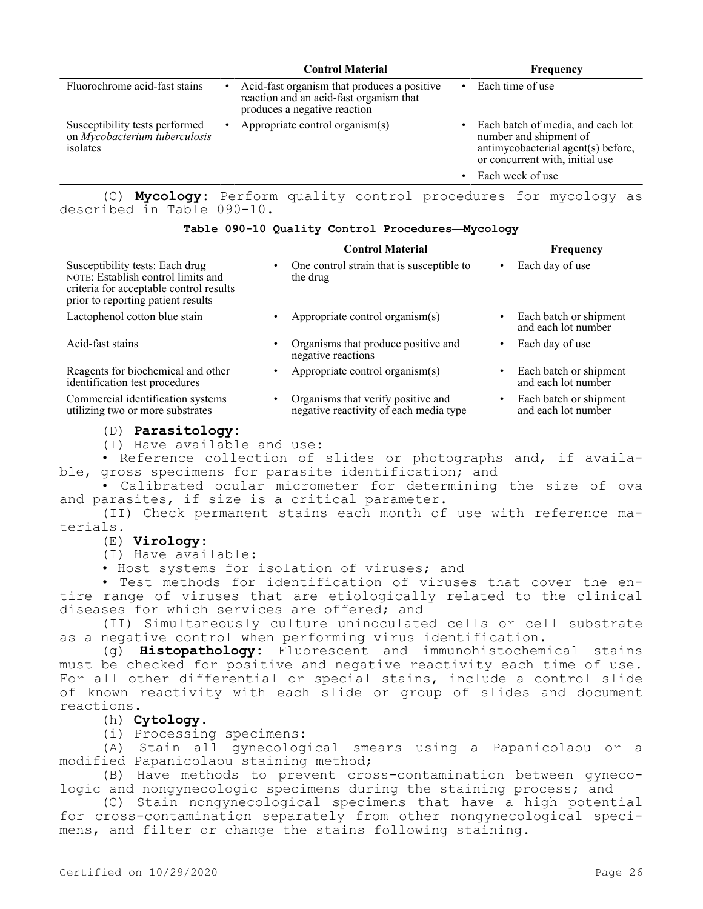| | Control Material | Frequency |
|---|---|---|
| Fluorochrome acid-fast stains | • Acid-fast organism that produces a positive reaction and an acid-fast organism that produces a negative reaction | • Each time of use |
| Susceptibility tests performed on *Mycobacterium tuberculosis* isolates | • Appropriate control organism(s) | • Each batch of media, and each lot number and shipment of antimycobacterial agent(s) before, or concurrent with, initial use<br>• Each week of use |

(C) **Mycology:** Perform quality control procedures for mycology as described in Table 090-10.

**Table 090-10 Quality Control Procedures—Mycology**

| | Control Material | Frequency |
|---|---|---|
| Susceptibility tests: Each drug NOTE: Establish control limits and criteria for acceptable control results prior to reporting patient results | • One control strain that is susceptible to the drug | • Each day of use |
| Lactophenol cotton blue stain | • Appropriate control organism(s) | • Each batch or shipment and each lot number |
| Acid-fast stains | • Organisms that produce positive and negative reactions | • Each day of use |
| Reagents for biochemical and other identification test procedures | • Appropriate control organism(s) | • Each batch or shipment and each lot number |
| Commercial identification systems utilizing two or more substrates | • Organisms that verify positive and negative reactivity of each media type | • Each batch or shipment and each lot number |

(D) **Parasitology:**

(I) Have available and use:

• Reference collection of slides or photographs and, if available, gross specimens for parasite identification; and

• Calibrated ocular micrometer for determining the size of ova and parasites, if size is a critical parameter.

(II) Check permanent stains each month of use with reference materials.

(E) **Virology:**

(I) Have available:

• Host systems for isolation of viruses; and

• Test methods for identification of viruses that cover the entire range of viruses that are etiologically related to the clinical diseases for which services are offered; and

(II) Simultaneously culture uninoculated cells or cell substrate as a negative control when performing virus identification.

(g) **Histopathology:** Fluorescent and immunohistochemical stains must be checked for positive and negative reactivity each time of use. For all other differential or special stains, include a control slide of known reactivity with each slide or group of slides and document reactions.

(h) **Cytology.**

(i) Processing specimens:

(A) Stain all gynecological smears using a Papanicolaou or a modified Papanicolaou staining method;

(B) Have methods to prevent cross-contamination between gynecologic and nongynecologic specimens during the staining process; and

(C) Stain nongynecological specimens that have a high potential for cross-contamination separately from other nongynecological specimens, and filter or change the stains following staining.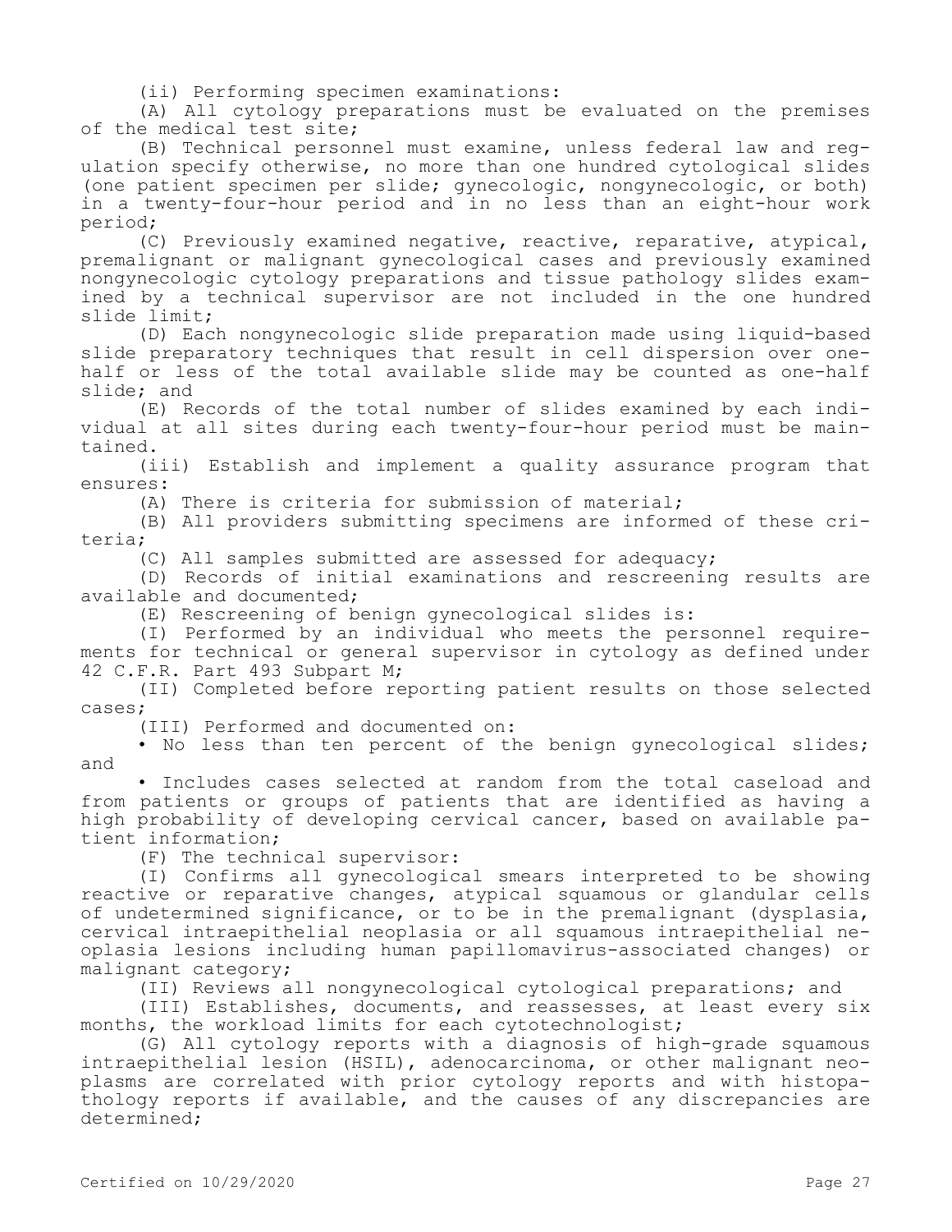(ii) Performing specimen examinations:

(A) All cytology preparations must be evaluated on the premises of the medical test site;

(B) Technical personnel must examine, unless federal law and regulation specify otherwise, no more than one hundred cytological slides (one patient specimen per slide; gynecologic, nongynecologic, or both) in a twenty-four-hour period and in no less than an eight-hour work period;

(C) Previously examined negative, reactive, reparative, atypical, premalignant or malignant gynecological cases and previously examined nongynecologic cytology preparations and tissue pathology slides examined by a technical supervisor are not included in the one hundred slide limit;

(D) Each nongynecologic slide preparation made using liquid-based slide preparatory techniques that result in cell dispersion over one-half or less of the total available slide may be counted as one-half slide; and

(E) Records of the total number of slides examined by each individual at all sites during each twenty-four-hour period must be maintained.

(iii) Establish and implement a quality assurance program that ensures:

(A) There is criteria for submission of material;

(B) All providers submitting specimens are informed of these criteria;

(C) All samples submitted are assessed for adequacy;

(D) Records of initial examinations and rescreening results are available and documented;

(E) Rescreening of benign gynecological slides is:

(I) Performed by an individual who meets the personnel requirements for technical or general supervisor in cytology as defined under 42 C.F.R. Part 493 Subpart M;

(II) Completed before reporting patient results on those selected cases;

(III) Performed and documented on:

• No less than ten percent of the benign gynecological slides; and

• Includes cases selected at random from the total caseload and from patients or groups of patients that are identified as having a high probability of developing cervical cancer, based on available patient information;

(F) The technical supervisor:

(I) Confirms all gynecological smears interpreted to be showing reactive or reparative changes, atypical squamous or glandular cells of undetermined significance, or to be in the premalignant (dysplasia, cervical intraepithelial neoplasia or all squamous intraepithelial neoplasia lesions including human papillomavirus-associated changes) or malignant category;

(II) Reviews all nongynecological cytological preparations; and

(III) Establishes, documents, and reassesses, at least every six months, the workload limits for each cytotechnologist;

(G) All cytology reports with a diagnosis of high-grade squamous intraepithelial lesion (HSIL), adenocarcinoma, or other malignant neoplasms are correlated with prior cytology reports and with histopathology reports if available, and the causes of any discrepancies are determined;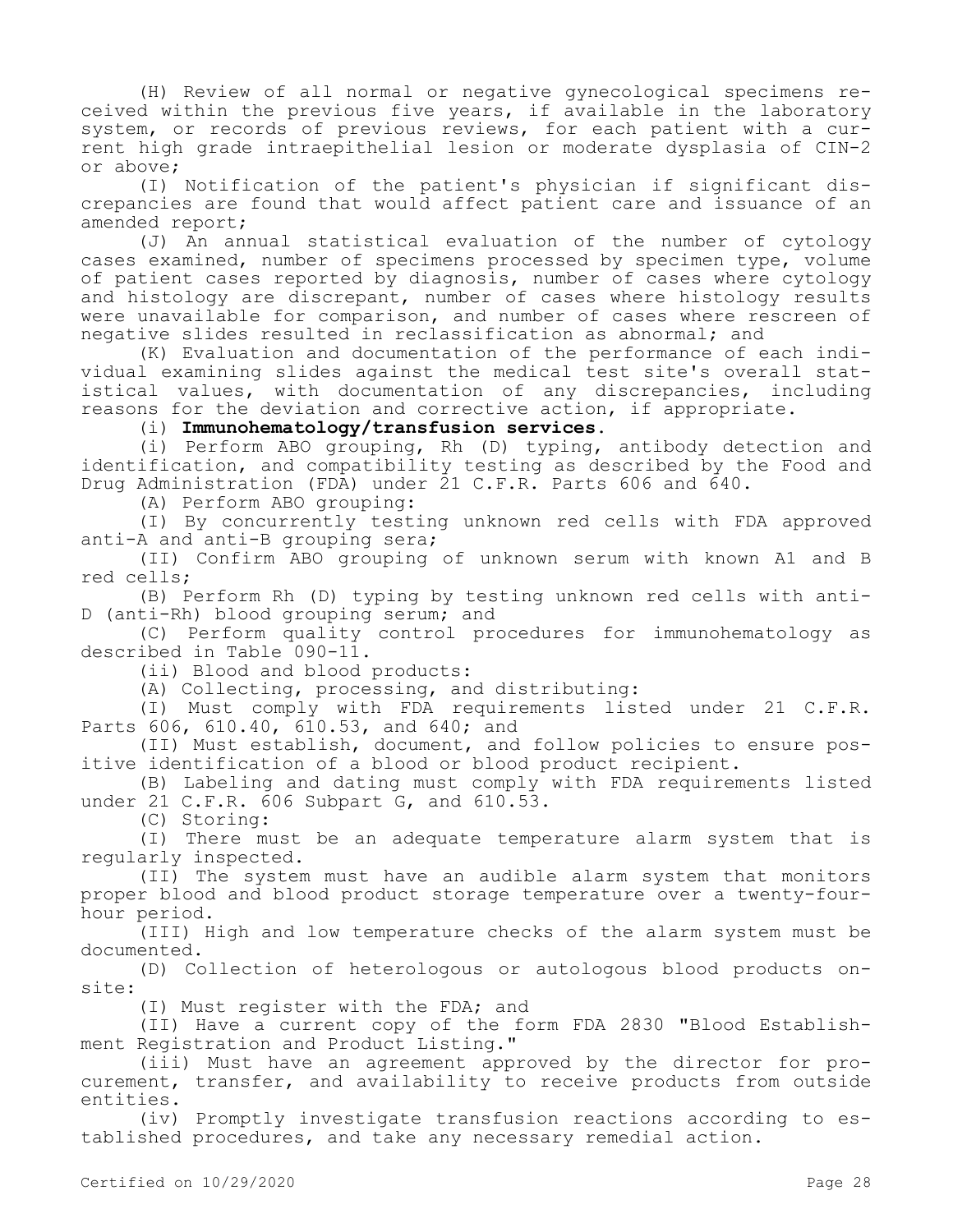(H) Review of all normal or negative gynecological specimens received within the previous five years, if available in the laboratory system, or records of previous reviews, for each patient with a current high grade intraepithelial lesion or moderate dysplasia of CIN-2 or above;

(I) Notification of the patient's physician if significant discrepancies are found that would affect patient care and issuance of an amended report;

(J) An annual statistical evaluation of the number of cytology cases examined, number of specimens processed by specimen type, volume of patient cases reported by diagnosis, number of cases where cytology and histology are discrepant, number of cases where histology results were unavailable for comparison, and number of cases where rescreen of negative slides resulted in reclassification as abnormal; and

(K) Evaluation and documentation of the performance of each individual examining slides against the medical test site's overall statistical values, with documentation of any discrepancies, including reasons for the deviation and corrective action, if appropriate.

(i) **Immunohematology/transfusion services.**

(i) Perform ABO grouping, Rh (D) typing, antibody detection and identification, and compatibility testing as described by the Food and Drug Administration (FDA) under 21 C.F.R. Parts 606 and 640.

(A) Perform ABO grouping:

(I) By concurrently testing unknown red cells with FDA approved anti-A and anti-B grouping sera;

(II) Confirm ABO grouping of unknown serum with known A1 and B red cells;

(B) Perform Rh (D) typing by testing unknown red cells with anti-D (anti-Rh) blood grouping serum; and

(C) Perform quality control procedures for immunohematology as described in Table 090-11.

(ii) Blood and blood products:

(A) Collecting, processing, and distributing:

(I) Must comply with FDA requirements listed under 21 C.F.R. Parts 606, 610.40, 610.53, and 640; and

(II) Must establish, document, and follow policies to ensure positive identification of a blood or blood product recipient.

(B) Labeling and dating must comply with FDA requirements listed under 21 C.F.R. 606 Subpart G, and 610.53.

(C) Storing:

(I) There must be an adequate temperature alarm system that is regularly inspected.

(II) The system must have an audible alarm system that monitors proper blood and blood product storage temperature over a twenty-four-hour period.

(III) High and low temperature checks of the alarm system must be documented.

(D) Collection of heterologous or autologous blood products onsite:

(I) Must register with the FDA; and

(II) Have a current copy of the form FDA 2830 "Blood Establishment Registration and Product Listing."

(iii) Must have an agreement approved by the director for procurement, transfer, and availability to receive products from outside entities.

(iv) Promptly investigate transfusion reactions according to established procedures, and take any necessary remedial action.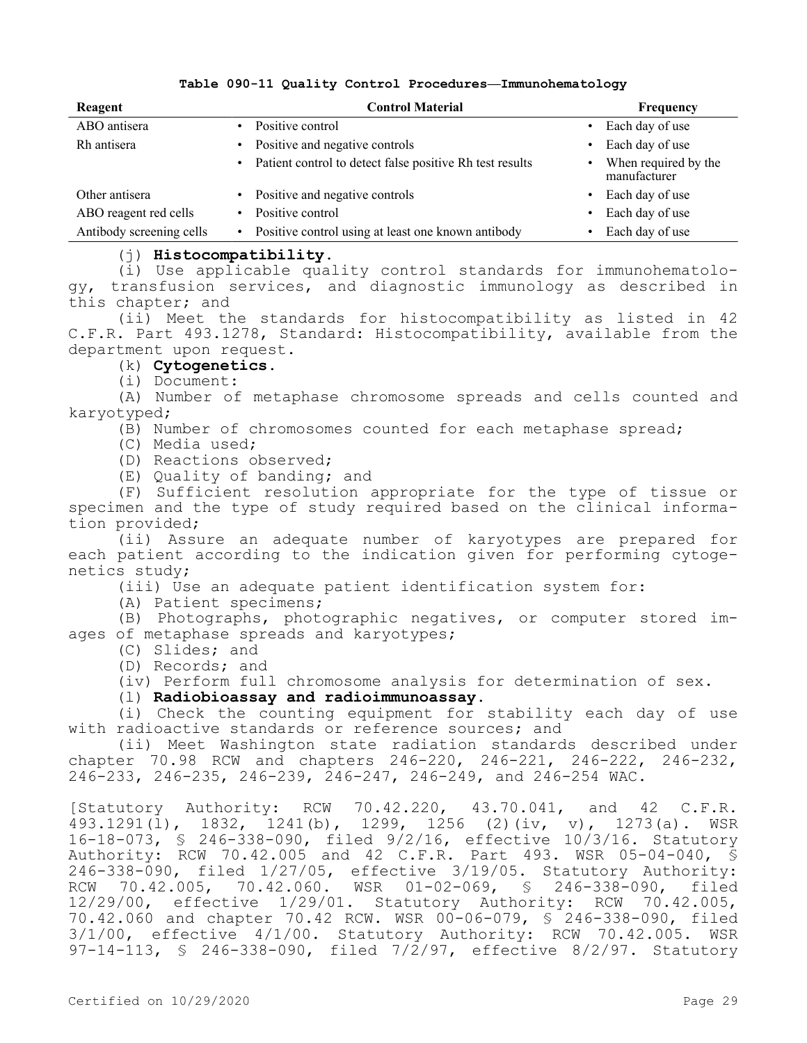**Table 090-11 Quality Control Procedures—Immunohematology**

| Reagent | Control Material | Frequency |
|---|---|---|
| ABO antisera | • Positive control | • Each day of use |
| Rh antisera | • Positive and negative controls | • Each day of use |
| | • Patient control to detect false positive Rh test results | • When required by the manufacturer |
| Other antisera | • Positive and negative controls | • Each day of use |
| ABO reagent red cells | • Positive control | • Each day of use |
| Antibody screening cells | • Positive control using at least one known antibody | • Each day of use |

(j) **Histocompatibility.**

(i) Use applicable quality control standards for immunohematology, transfusion services, and diagnostic immunology as described in this chapter; and

(ii) Meet the standards for histocompatibility as listed in 42 C.F.R. Part 493.1278, Standard: Histocompatibility, available from the department upon request.

(k) **Cytogenetics.**

(i) Document:

(A) Number of metaphase chromosome spreads and cells counted and karyotyped;

(B) Number of chromosomes counted for each metaphase spread;

(C) Media used;

(D) Reactions observed;

(E) Quality of banding; and

(F) Sufficient resolution appropriate for the type of tissue or specimen and the type of study required based on the clinical information provided;

(ii) Assure an adequate number of karyotypes are prepared for each patient according to the indication given for performing cytogenetics study;

(iii) Use an adequate patient identification system for:

(A) Patient specimens;

(B) Photographs, photographic negatives, or computer stored images of metaphase spreads and karyotypes;

(C) Slides; and

(D) Records; and

(iv) Perform full chromosome analysis for determination of sex.

(l) **Radiobioassay and radioimmunoassay.**

(i) Check the counting equipment for stability each day of use with radioactive standards or reference sources; and

(ii) Meet Washington state radiation standards described under chapter 70.98 RCW and chapters 246-220, 246-221, 246-222, 246-232, 246-233, 246-235, 246-239, 246-247, 246-249, and 246-254 WAC.

[Statutory Authority: RCW 70.42.220, 43.70.041, and 42 C.F.R. 493.1291(l), 1832, 1241(b), 1299, 1256 (2)(iv, v), 1273(a). WSR 16-18-073, § 246-338-090, filed 9/2/16, effective 10/3/16. Statutory Authority: RCW 70.42.005 and 42 C.F.R. Part 493. WSR 05-04-040, § 246-338-090, filed 1/27/05, effective 3/19/05. Statutory Authority: RCW 70.42.005, 70.42.060. WSR 01-02-069, § 246-338-090, filed 12/29/00, effective 1/29/01. Statutory Authority: RCW 70.42.005, 70.42.060 and chapter 70.42 RCW. WSR 00-06-079, § 246-338-090, filed 3/1/00, effective 4/1/00. Statutory Authority: RCW 70.42.005. WSR 97-14-113, § 246-338-090, filed 7/2/97, effective 8/2/97. Statutory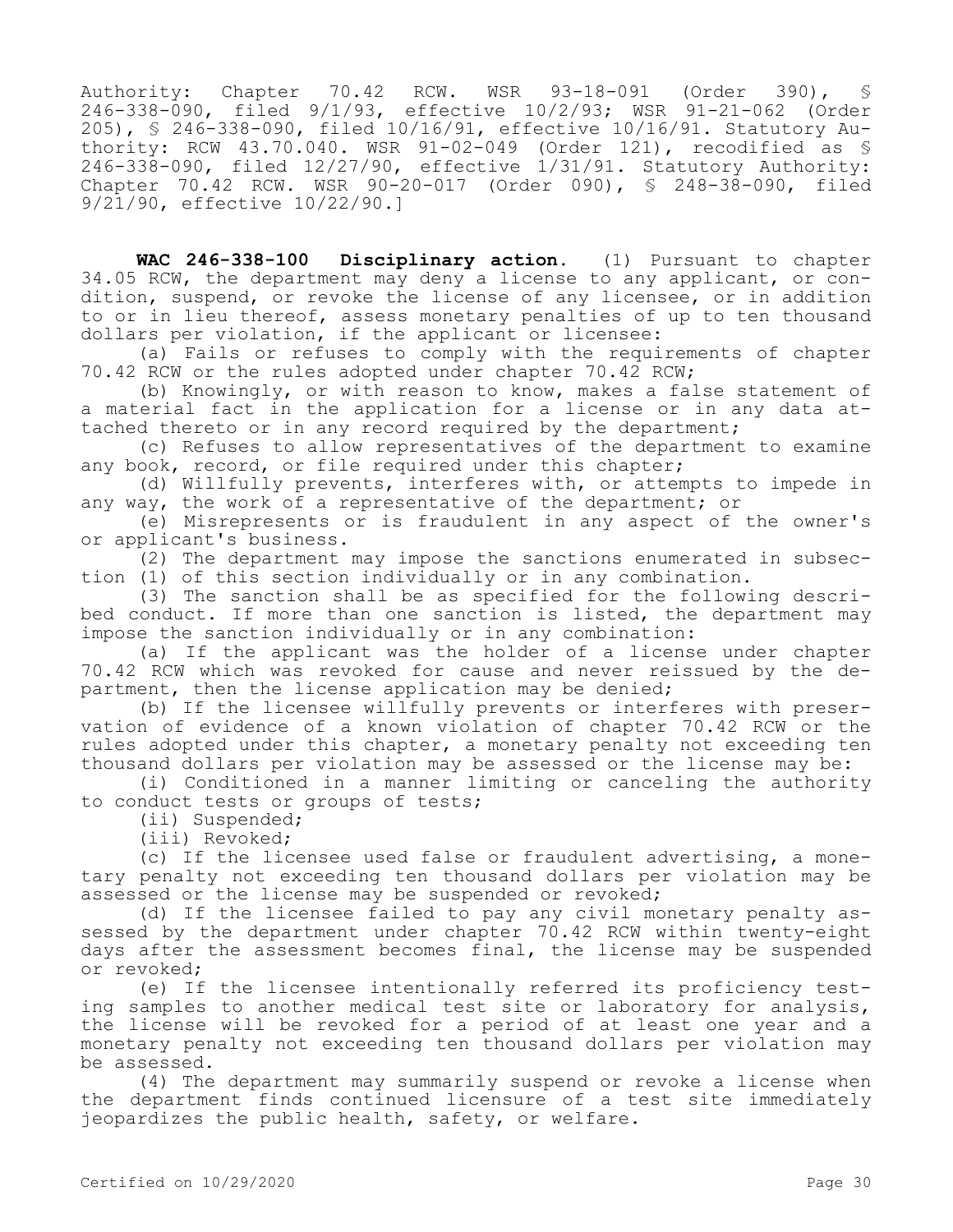Authority: Chapter 70.42 RCW. WSR 93-18-091 (Order 390), § 246-338-090, filed 9/1/93, effective 10/2/93; WSR 91-21-062 (Order 205), § 246-338-090, filed 10/16/91, effective 10/16/91. Statutory Authority: RCW 43.70.040. WSR 91-02-049 (Order 121), recodified as § 246-338-090, filed 12/27/90, effective 1/31/91. Statutory Authority: Chapter 70.42 RCW. WSR 90-20-017 (Order 090), § 248-38-090, filed 9/21/90, effective 10/22/90.]

**WAC 246-338-100 Disciplinary action.** (1) Pursuant to chapter 34.05 RCW, the department may deny a license to any applicant, or condition, suspend, or revoke the license of any licensee, or in addition to or in lieu thereof, assess monetary penalties of up to ten thousand dollars per violation, if the applicant or licensee:

(a) Fails or refuses to comply with the requirements of chapter 70.42 RCW or the rules adopted under chapter 70.42 RCW;

(b) Knowingly, or with reason to know, makes a false statement of a material fact in the application for a license or in any data attached thereto or in any record required by the department;

(c) Refuses to allow representatives of the department to examine any book, record, or file required under this chapter;

(d) Willfully prevents, interferes with, or attempts to impede in any way, the work of a representative of the department; or

(e) Misrepresents or is fraudulent in any aspect of the owner's or applicant's business.

(2) The department may impose the sanctions enumerated in subsection (1) of this section individually or in any combination.

(3) The sanction shall be as specified for the following described conduct. If more than one sanction is listed, the department may impose the sanction individually or in any combination:

(a) If the applicant was the holder of a license under chapter 70.42 RCW which was revoked for cause and never reissued by the department, then the license application may be denied;

(b) If the licensee willfully prevents or interferes with preservation of evidence of a known violation of chapter 70.42 RCW or the rules adopted under this chapter, a monetary penalty not exceeding ten thousand dollars per violation may be assessed or the license may be:

(i) Conditioned in a manner limiting or canceling the authority to conduct tests or groups of tests;

(ii) Suspended;

(iii) Revoked;

(c) If the licensee used false or fraudulent advertising, a monetary penalty not exceeding ten thousand dollars per violation may be assessed or the license may be suspended or revoked;

(d) If the licensee failed to pay any civil monetary penalty assessed by the department under chapter 70.42 RCW within twenty-eight days after the assessment becomes final, the license may be suspended or revoked;

(e) If the licensee intentionally referred its proficiency testing samples to another medical test site or laboratory for analysis, the license will be revoked for a period of at least one year and a monetary penalty not exceeding ten thousand dollars per violation may be assessed.

(4) The department may summarily suspend or revoke a license when the department finds continued licensure of a test site immediately jeopardizes the public health, safety, or welfare.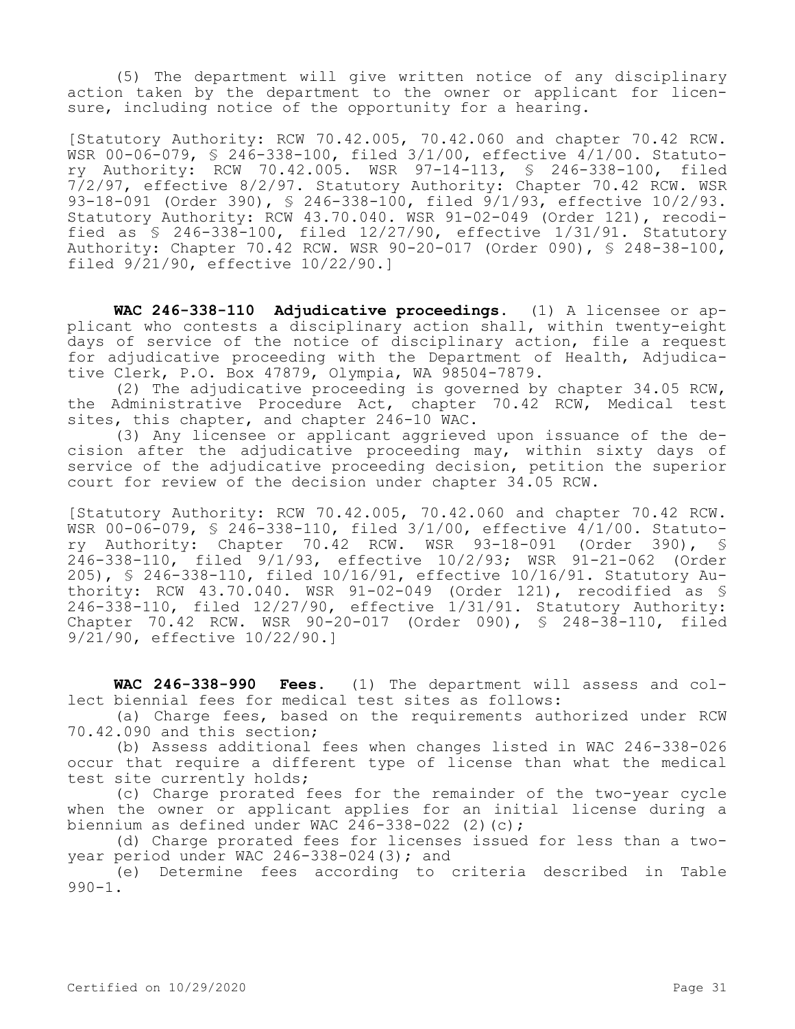(5) The department will give written notice of any disciplinary action taken by the department to the owner or applicant for licensure, including notice of the opportunity for a hearing.

[Statutory Authority: RCW 70.42.005, 70.42.060 and chapter 70.42 RCW. WSR 00-06-079, § 246-338-100, filed 3/1/00, effective 4/1/00. Statutory Authority: RCW 70.42.005. WSR 97-14-113, § 246-338-100, filed 7/2/97, effective 8/2/97. Statutory Authority: Chapter 70.42 RCW. WSR 93-18-091 (Order 390), § 246-338-100, filed 9/1/93, effective 10/2/93. Statutory Authority: RCW 43.70.040. WSR 91-02-049 (Order 121), recodified as § 246-338-100, filed 12/27/90, effective 1/31/91. Statutory Authority: Chapter 70.42 RCW. WSR 90-20-017 (Order 090), § 248-38-100, filed 9/21/90, effective 10/22/90.]

**WAC 246-338-110 Adjudicative proceedings.** (1) A licensee or applicant who contests a disciplinary action shall, within twenty-eight days of service of the notice of disciplinary action, file a request for adjudicative proceeding with the Department of Health, Adjudicative Clerk, P.O. Box 47879, Olympia, WA 98504-7879.

(2) The adjudicative proceeding is governed by chapter 34.05 RCW, the Administrative Procedure Act, chapter 70.42 RCW, Medical test sites, this chapter, and chapter 246-10 WAC.

(3) Any licensee or applicant aggrieved upon issuance of the decision after the adjudicative proceeding may, within sixty days of service of the adjudicative proceeding decision, petition the superior court for review of the decision under chapter 34.05 RCW.

[Statutory Authority: RCW 70.42.005, 70.42.060 and chapter 70.42 RCW. WSR 00-06-079, § 246-338-110, filed 3/1/00, effective 4/1/00. Statutory Authority: Chapter 70.42 RCW. WSR 93-18-091 (Order 390), § 246-338-110, filed 9/1/93, effective 10/2/93; WSR 91-21-062 (Order 205), § 246-338-110, filed 10/16/91, effective 10/16/91. Statutory Authority: RCW 43.70.040. WSR 91-02-049 (Order 121), recodified as § 246-338-110, filed 12/27/90, effective 1/31/91. Statutory Authority: Chapter 70.42 RCW. WSR 90-20-017 (Order 090), § 248-38-110, filed 9/21/90, effective 10/22/90.]

**WAC 246-338-990 Fees.** (1) The department will assess and collect biennial fees for medical test sites as follows:

(a) Charge fees, based on the requirements authorized under RCW 70.42.090 and this section;

(b) Assess additional fees when changes listed in WAC 246-338-026 occur that require a different type of license than what the medical test site currently holds;

(c) Charge prorated fees for the remainder of the two-year cycle when the owner or applicant applies for an initial license during a biennium as defined under WAC 246-338-022 (2)(c);

(d) Charge prorated fees for licenses issued for less than a two-year period under WAC 246-338-024(3); and

(e) Determine fees according to criteria described in Table 990-1.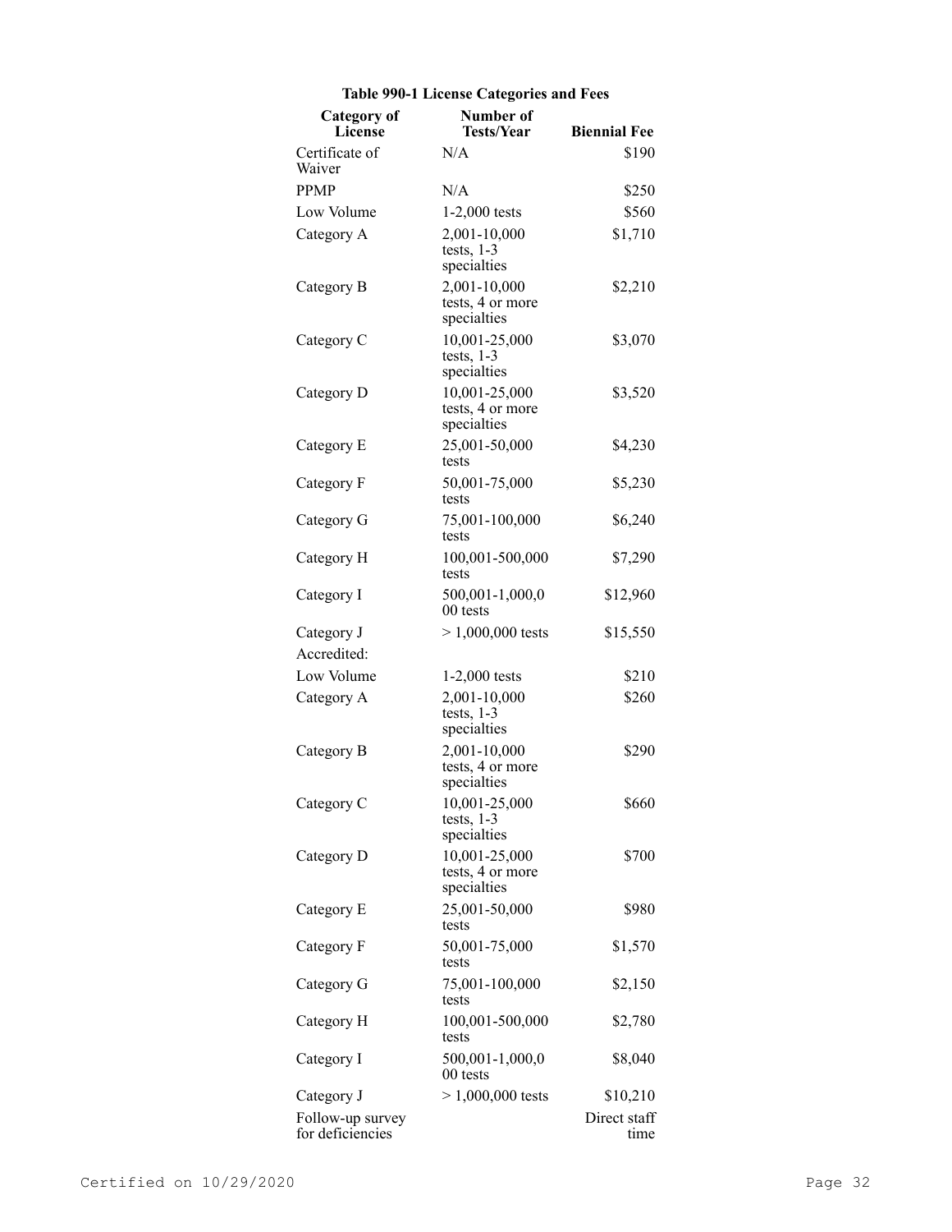**Table 990-1 License Categories and Fees**

| Category of License | Number of Tests/Year | Biennial Fee |
|---|---|---|
| Certificate of Waiver | N/A | $190 |
| PPMP | N/A | $250 |
| Low Volume | 1-2,000 tests | $560 |
| Category A | 2,001-10,000 tests, 1-3 specialties | $1,710 |
| Category B | 2,001-10,000 tests, 4 or more specialties | $2,210 |
| Category C | 10,001-25,000 tests, 1-3 specialties | $3,070 |
| Category D | 10,001-25,000 tests, 4 or more specialties | $3,520 |
| Category E | 25,001-50,000 tests | $4,230 |
| Category F | 50,001-75,000 tests | $5,230 |
| Category G | 75,001-100,000 tests | $6,240 |
| Category H | 100,001-500,000 tests | $7,290 |
| Category I | 500,001-1,000,000 tests | $12,960 |
| Category J | > 1,000,000 tests | $15,550 |
| Accredited: | | |
| Low Volume | 1-2,000 tests | $210 |
| Category A | 2,001-10,000 tests, 1-3 specialties | $260 |
| Category B | 2,001-10,000 tests, 4 or more specialties | $290 |
| Category C | 10,001-25,000 tests, 1-3 specialties | $660 |
| Category D | 10,001-25,000 tests, 4 or more specialties | $700 |
| Category E | 25,001-50,000 tests | $980 |
| Category F | 50,001-75,000 tests | $1,570 |
| Category G | 75,001-100,000 tests | $2,150 |
| Category H | 100,001-500,000 tests | $2,780 |
| Category I | 500,001-1,000,000 tests | $8,040 |
| Category J | > 1,000,000 tests | $10,210 |
| Follow-up survey for deficiencies | | Direct staff time |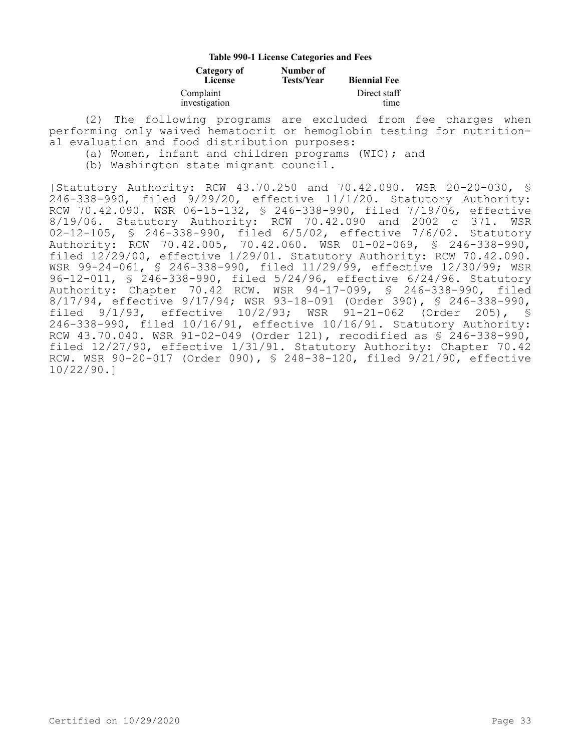**Table 990-1 License Categories and Fees**

| Category of License | Number of Tests/Year | Biennial Fee |
| --- | --- | --- |
| Complaint investigation | | Direct staff time |

(2) The following programs are excluded from fee charges when performing only waived hematocrit or hemoglobin testing for nutritional evaluation and food distribution purposes:

(a) Women, infant and children programs (WIC); and

(b) Washington state migrant council.

[Statutory Authority: RCW 43.70.250 and 70.42.090. WSR 20-20-030, § 246-338-990, filed 9/29/20, effective 11/1/20. Statutory Authority: RCW 70.42.090. WSR 06-15-132, § 246-338-990, filed 7/19/06, effective 8/19/06. Statutory Authority: RCW 70.42.090 and 2002 c 371. WSR 02-12-105, § 246-338-990, filed 6/5/02, effective 7/6/02. Statutory Authority: RCW 70.42.005, 70.42.060. WSR 01-02-069, § 246-338-990, filed 12/29/00, effective 1/29/01. Statutory Authority: RCW 70.42.090. WSR 99-24-061, § 246-338-990, filed 11/29/99, effective 12/30/99; WSR 96-12-011, § 246-338-990, filed 5/24/96, effective 6/24/96. Statutory Authority: Chapter 70.42 RCW. WSR 94-17-099, § 246-338-990, filed 8/17/94, effective 9/17/94; WSR 93-18-091 (Order 390), § 246-338-990, filed 9/1/93, effective 10/2/93; WSR 91-21-062 (Order 205), § 246-338-990, filed 10/16/91, effective 10/16/91. Statutory Authority: RCW 43.70.040. WSR 91-02-049 (Order 121), recodified as § 246-338-990, filed 12/27/90, effective 1/31/91. Statutory Authority: Chapter 70.42 RCW. WSR 90-20-017 (Order 090), § 248-38-120, filed 9/21/90, effective 10/22/90.]